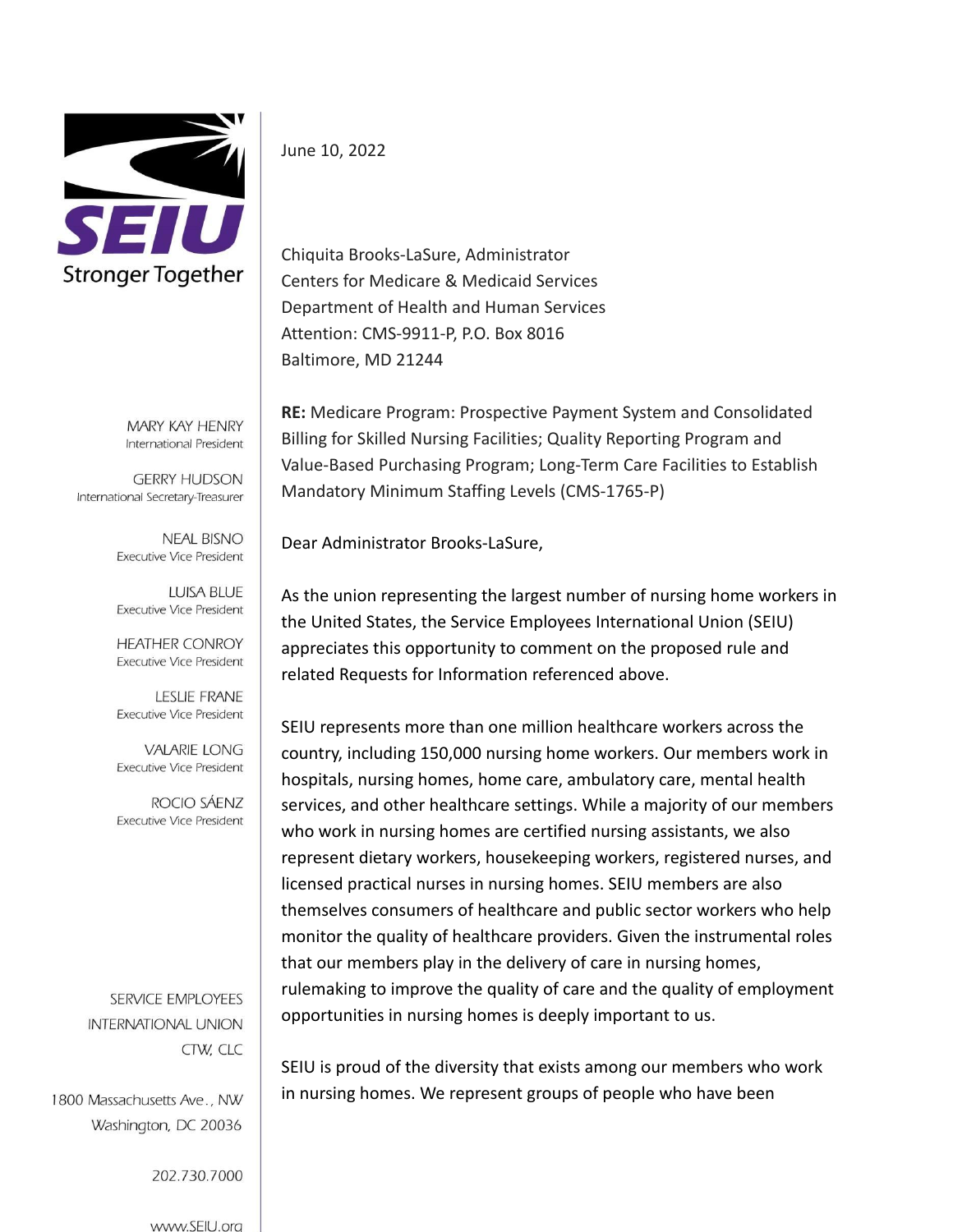SEIU

Stronger Together

MARY KAY HENRY
International President

GERRY HUDSON
International Secretary-Treasurer

NEAL BISNO
Executive Vice President

LUISA BLUE
Executive Vice President

HEATHER CONROY
Executive Vice President

LESLIE FRANE
Executive Vice President

VALARIE LONG
Executive Vice President

ROCIO SÁENZ
Executive Vice President

SERVICE EMPLOYEES
INTERNATIONAL UNION
CTW, CLC

1800 Massachusetts Ave., NW
Washington, DC 20036

202.730.7000

www.SEIU.org

June 10, 2022

Chiquita Brooks-LaSure, Administrator
Centers for Medicare & Medicaid Services
Department of Health and Human Services
Attention: CMS-9911-P, P.O. Box 8016
Baltimore, MD 21244

**RE:** Medicare Program: Prospective Payment System and Consolidated Billing for Skilled Nursing Facilities; Quality Reporting Program and Value-Based Purchasing Program; Long-Term Care Facilities to Establish Mandatory Minimum Staffing Levels (CMS-1765-P)

Dear Administrator Brooks-LaSure,

As the union representing the largest number of nursing home workers in the United States, the Service Employees International Union (SEIU) appreciates this opportunity to comment on the proposed rule and related Requests for Information referenced above.

SEIU represents more than one million healthcare workers across the country, including 150,000 nursing home workers. Our members work in hospitals, nursing homes, home care, ambulatory care, mental health services, and other healthcare settings. While a majority of our members who work in nursing homes are certified nursing assistants, we also represent dietary workers, housekeeping workers, registered nurses, and licensed practical nurses in nursing homes. SEIU members are also themselves consumers of healthcare and public sector workers who help monitor the quality of healthcare providers. Given the instrumental roles that our members play in the delivery of care in nursing homes, rulemaking to improve the quality of care and the quality of employment opportunities in nursing homes is deeply important to us.

SEIU is proud of the diversity that exists among our members who work in nursing homes. We represent groups of people who have been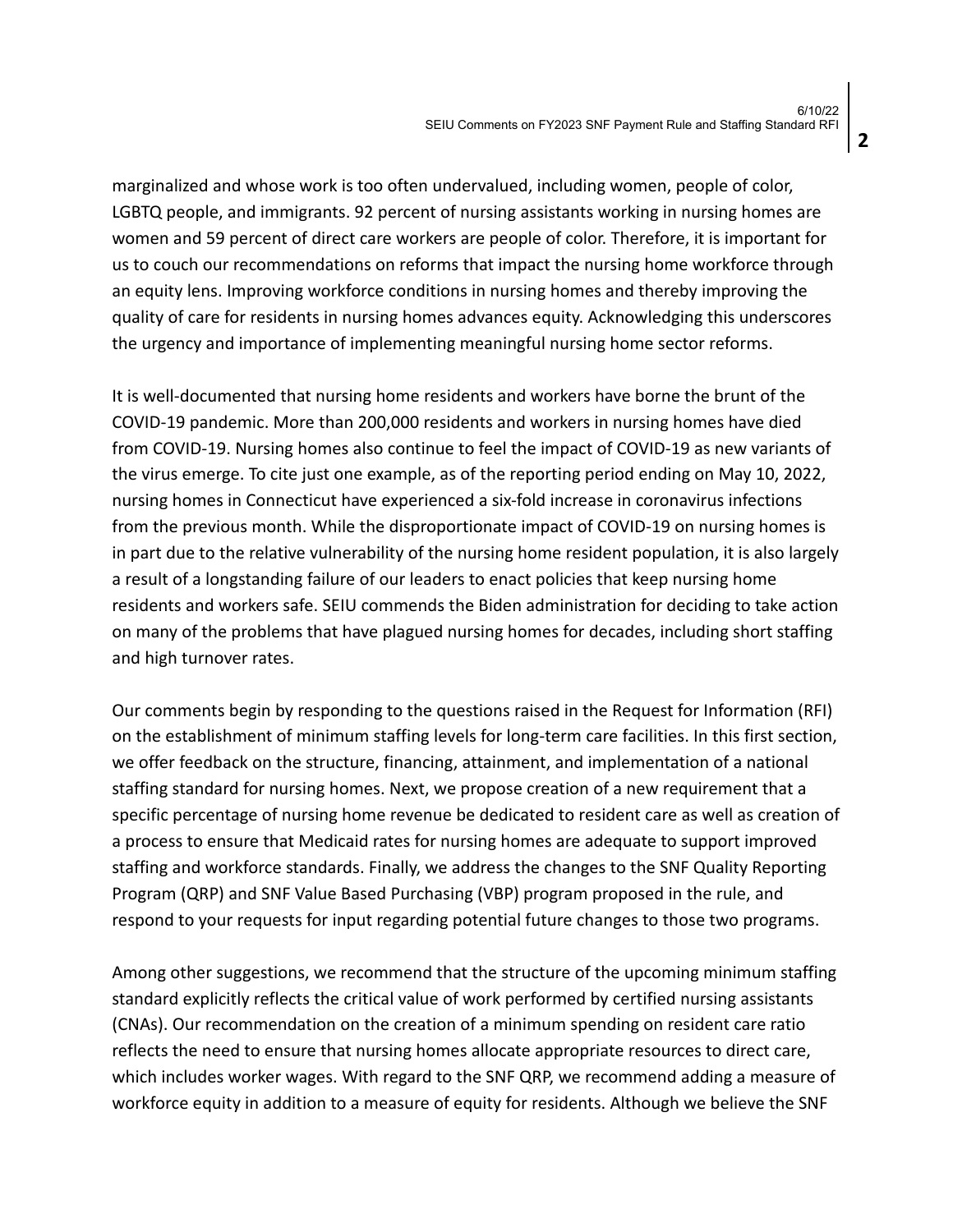marginalized and whose work is too often undervalued, including women, people of color, LGBTQ people, and immigrants. 92 percent of nursing assistants working in nursing homes are women and 59 percent of direct care workers are people of color. Therefore, it is important for us to couch our recommendations on reforms that impact the nursing home workforce through an equity lens. Improving workforce conditions in nursing homes and thereby improving the quality of care for residents in nursing homes advances equity. Acknowledging this underscores the urgency and importance of implementing meaningful nursing home sector reforms.

It is well-documented that nursing home residents and workers have borne the brunt of the COVID-19 pandemic. More than 200,000 residents and workers in nursing homes have died from COVID-19. Nursing homes also continue to feel the impact of COVID-19 as new variants of the virus emerge. To cite just one example, as of the reporting period ending on May 10, 2022, nursing homes in Connecticut have experienced a six-fold increase in coronavirus infections from the previous month. While the disproportionate impact of COVID-19 on nursing homes is in part due to the relative vulnerability of the nursing home resident population, it is also largely a result of a longstanding failure of our leaders to enact policies that keep nursing home residents and workers safe. SEIU commends the Biden administration for deciding to take action on many of the problems that have plagued nursing homes for decades, including short staffing and high turnover rates.

Our comments begin by responding to the questions raised in the Request for Information (RFI) on the establishment of minimum staffing levels for long-term care facilities. In this first section, we offer feedback on the structure, financing, attainment, and implementation of a national staffing standard for nursing homes. Next, we propose creation of a new requirement that a specific percentage of nursing home revenue be dedicated to resident care as well as creation of a process to ensure that Medicaid rates for nursing homes are adequate to support improved staffing and workforce standards. Finally, we address the changes to the SNF Quality Reporting Program (QRP) and SNF Value Based Purchasing (VBP) program proposed in the rule, and respond to your requests for input regarding potential future changes to those two programs.

Among other suggestions, we recommend that the structure of the upcoming minimum staffing standard explicitly reflects the critical value of work performed by certified nursing assistants (CNAs). Our recommendation on the creation of a minimum spending on resident care ratio reflects the need to ensure that nursing homes allocate appropriate resources to direct care, which includes worker wages. With regard to the SNF QRP, we recommend adding a measure of workforce equity in addition to a measure of equity for residents. Although we believe the SNF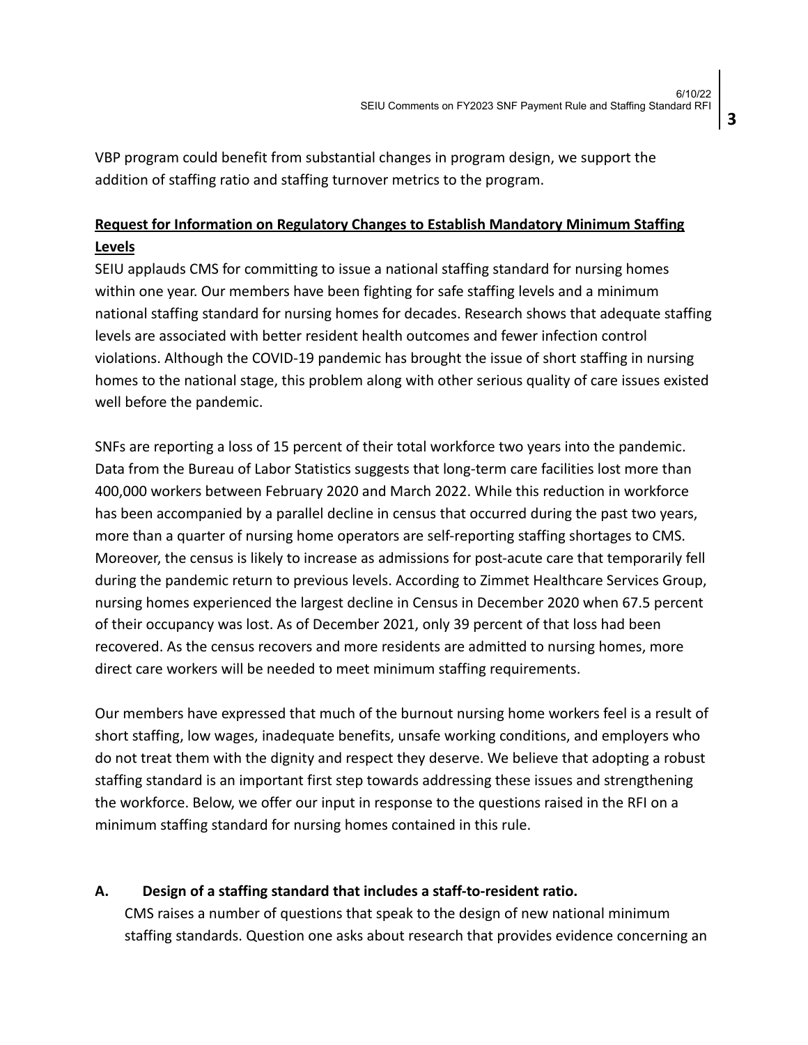VBP program could benefit from substantial changes in program design, we support the addition of staffing ratio and staffing turnover metrics to the program.

## <u>**Request for Information on Regulatory Changes to Establish Mandatory Minimum Staffing Levels**</u>

SEIU applauds CMS for committing to issue a national staffing standard for nursing homes within one year. Our members have been fighting for safe staffing levels and a minimum national staffing standard for nursing homes for decades. Research shows that adequate staffing levels are associated with better resident health outcomes and fewer infection control violations. Although the COVID-19 pandemic has brought the issue of short staffing in nursing homes to the national stage, this problem along with other serious quality of care issues existed well before the pandemic.

SNFs are reporting a loss of 15 percent of their total workforce two years into the pandemic. Data from the Bureau of Labor Statistics suggests that long-term care facilities lost more than 400,000 workers between February 2020 and March 2022. While this reduction in workforce has been accompanied by a parallel decline in census that occurred during the past two years, more than a quarter of nursing home operators are self-reporting staffing shortages to CMS. Moreover, the census is likely to increase as admissions for post-acute care that temporarily fell during the pandemic return to previous levels. According to Zimmet Healthcare Services Group, nursing homes experienced the largest decline in Census in December 2020 when 67.5 percent of their occupancy was lost. As of December 2021, only 39 percent of that loss had been recovered. As the census recovers and more residents are admitted to nursing homes, more direct care workers will be needed to meet minimum staffing requirements.

Our members have expressed that much of the burnout nursing home workers feel is a result of short staffing, low wages, inadequate benefits, unsafe working conditions, and employers who do not treat them with the dignity and respect they deserve. We believe that adopting a robust staffing standard is an important first step towards addressing these issues and strengthening the workforce. Below, we offer our input in response to the questions raised in the RFI on a minimum staffing standard for nursing homes contained in this rule.

### A. Design of a staffing standard that includes a staff-to-resident ratio.

CMS raises a number of questions that speak to the design of new national minimum staffing standards. Question one asks about research that provides evidence concerning an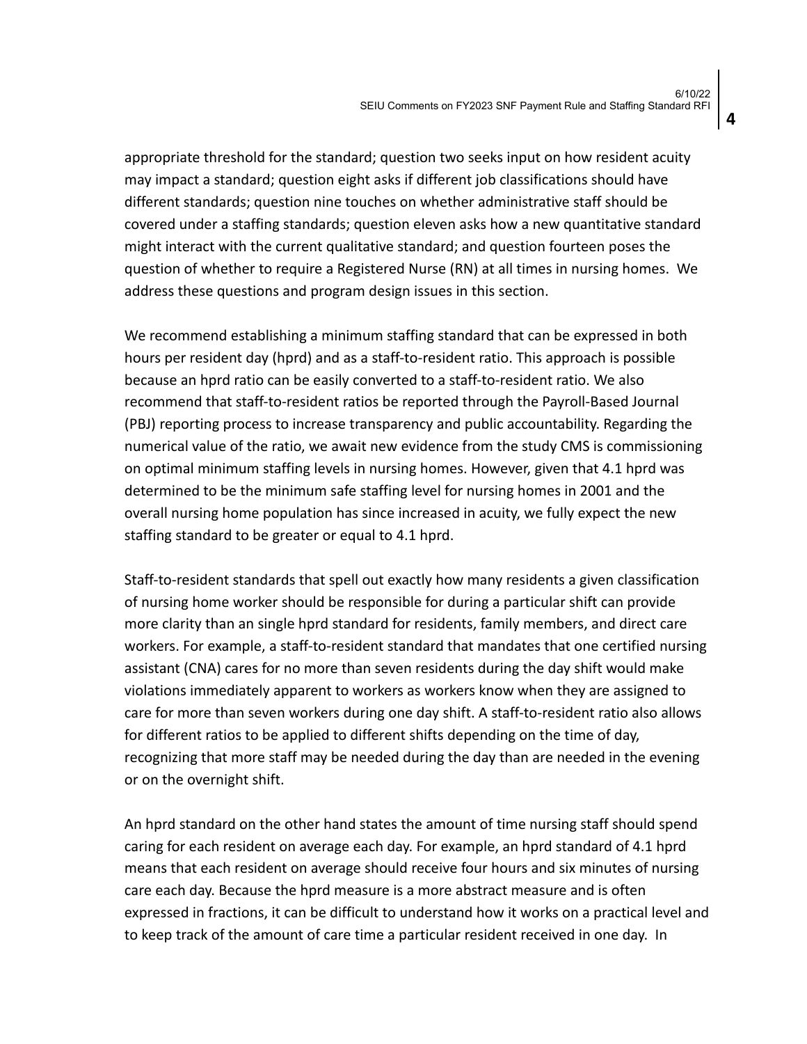appropriate threshold for the standard; question two seeks input on how resident acuity may impact a standard; question eight asks if different job classifications should have different standards; question nine touches on whether administrative staff should be covered under a staffing standards; question eleven asks how a new quantitative standard might interact with the current qualitative standard; and question fourteen poses the question of whether to require a Registered Nurse (RN) at all times in nursing homes. We address these questions and program design issues in this section.

We recommend establishing a minimum staffing standard that can be expressed in both hours per resident day (hprd) and as a staff-to-resident ratio. This approach is possible because an hprd ratio can be easily converted to a staff-to-resident ratio. We also recommend that staff-to-resident ratios be reported through the Payroll-Based Journal (PBJ) reporting process to increase transparency and public accountability. Regarding the numerical value of the ratio, we await new evidence from the study CMS is commissioning on optimal minimum staffing levels in nursing homes. However, given that 4.1 hprd was determined to be the minimum safe staffing level for nursing homes in 2001 and the overall nursing home population has since increased in acuity, we fully expect the new staffing standard to be greater or equal to 4.1 hprd.

Staff-to-resident standards that spell out exactly how many residents a given classification of nursing home worker should be responsible for during a particular shift can provide more clarity than an single hprd standard for residents, family members, and direct care workers. For example, a staff-to-resident standard that mandates that one certified nursing assistant (CNA) cares for no more than seven residents during the day shift would make violations immediately apparent to workers as workers know when they are assigned to care for more than seven workers during one day shift. A staff-to-resident ratio also allows for different ratios to be applied to different shifts depending on the time of day, recognizing that more staff may be needed during the day than are needed in the evening or on the overnight shift.

An hprd standard on the other hand states the amount of time nursing staff should spend caring for each resident on average each day. For example, an hprd standard of 4.1 hprd means that each resident on average should receive four hours and six minutes of nursing care each day. Because the hprd measure is a more abstract measure and is often expressed in fractions, it can be difficult to understand how it works on a practical level and to keep track of the amount of care time a particular resident received in one day. In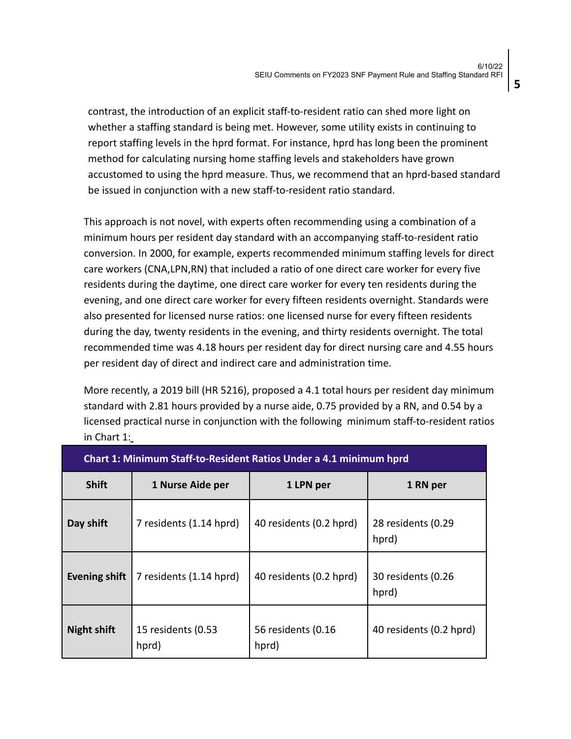contrast, the introduction of an explicit staff-to-resident ratio can shed more light on whether a staffing standard is being met. However, some utility exists in continuing to report staffing levels in the hprd format. For instance, hprd has long been the prominent method for calculating nursing home staffing levels and stakeholders have grown accustomed to using the hprd measure. Thus, we recommend that an hprd-based standard be issued in conjunction with a new staff-to-resident ratio standard.

This approach is not novel, with experts often recommending using a combination of a minimum hours per resident day standard with an accompanying staff-to-resident ratio conversion. In 2000, for example, experts recommended minimum staffing levels for direct care workers (CNA,LPN,RN) that included a ratio of one direct care worker for every five residents during the daytime, one direct care worker for every ten residents during the evening, and one direct care worker for every fifteen residents overnight. Standards were also presented for licensed nurse ratios: one licensed nurse for every fifteen residents during the day, twenty residents in the evening, and thirty residents overnight. The total recommended time was 4.18 hours per resident day for direct nursing care and 4.55 hours per resident day of direct and indirect care and administration time.

More recently, a 2019 bill (HR 5216), proposed a 4.1 total hours per resident day minimum standard with 2.81 hours provided by a nurse aide, 0.75 provided by a RN, and 0.54 by a licensed practical nurse in conjunction with the following minimum staff-to-resident ratios in Chart 1:

**Chart 1: Minimum Staff-to-Resident Ratios Under a 4.1 minimum hprd**

| Shift | 1 Nurse Aide per | 1 LPN per | 1 RN per |
|---|---|---|---|
| Day shift | 7 residents (1.14 hprd) | 40 residents (0.2 hprd) | 28 residents (0.29 hprd) |
| Evening shift | 7 residents (1.14 hprd) | 40 residents (0.2 hprd) | 30 residents (0.26 hprd) |
| Night shift | 15 residents (0.53 hprd) | 56 residents (0.16 hprd) | 40 residents (0.2 hprd) |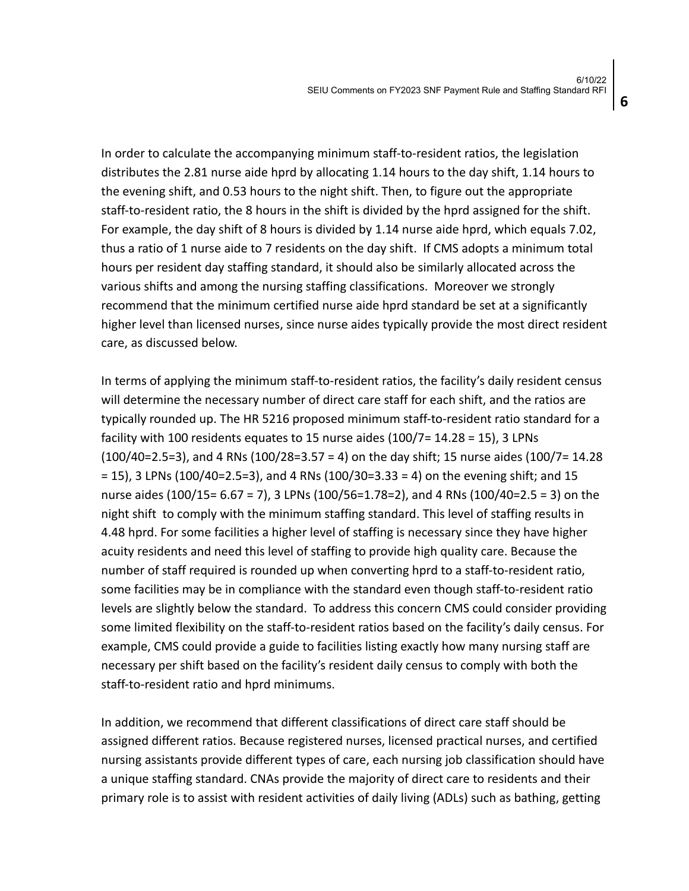In order to calculate the accompanying minimum staff-to-resident ratios, the legislation distributes the 2.81 nurse aide hprd by allocating 1.14 hours to the day shift, 1.14 hours to the evening shift, and 0.53 hours to the night shift. Then, to figure out the appropriate staff-to-resident ratio, the 8 hours in the shift is divided by the hprd assigned for the shift. For example, the day shift of 8 hours is divided by 1.14 nurse aide hprd, which equals 7.02, thus a ratio of 1 nurse aide to 7 residents on the day shift. If CMS adopts a minimum total hours per resident day staffing standard, it should also be similarly allocated across the various shifts and among the nursing staffing classifications. Moreover we strongly recommend that the minimum certified nurse aide hprd standard be set at a significantly higher level than licensed nurses, since nurse aides typically provide the most direct resident care, as discussed below.

In terms of applying the minimum staff-to-resident ratios, the facility's daily resident census will determine the necessary number of direct care staff for each shift, and the ratios are typically rounded up. The HR 5216 proposed minimum staff-to-resident ratio standard for a facility with 100 residents equates to 15 nurse aides (100/7= 14.28 = 15), 3 LPNs (100/40=2.5=3), and 4 RNs (100/28=3.57 = 4) on the day shift; 15 nurse aides (100/7= 14.28 = 15), 3 LPNs (100/40=2.5=3), and 4 RNs (100/30=3.33 = 4) on the evening shift; and 15 nurse aides (100/15= 6.67 = 7), 3 LPNs (100/56=1.78=2), and 4 RNs (100/40=2.5 = 3) on the night shift to comply with the minimum staffing standard. This level of staffing results in 4.48 hprd. For some facilities a higher level of staffing is necessary since they have higher acuity residents and need this level of staffing to provide high quality care. Because the number of staff required is rounded up when converting hprd to a staff-to-resident ratio, some facilities may be in compliance with the standard even though staff-to-resident ratio levels are slightly below the standard. To address this concern CMS could consider providing some limited flexibility on the staff-to-resident ratios based on the facility's daily census. For example, CMS could provide a guide to facilities listing exactly how many nursing staff are necessary per shift based on the facility's resident daily census to comply with both the staff-to-resident ratio and hprd minimums.

In addition, we recommend that different classifications of direct care staff should be assigned different ratios. Because registered nurses, licensed practical nurses, and certified nursing assistants provide different types of care, each nursing job classification should have a unique staffing standard. CNAs provide the majority of direct care to residents and their primary role is to assist with resident activities of daily living (ADLs) such as bathing, getting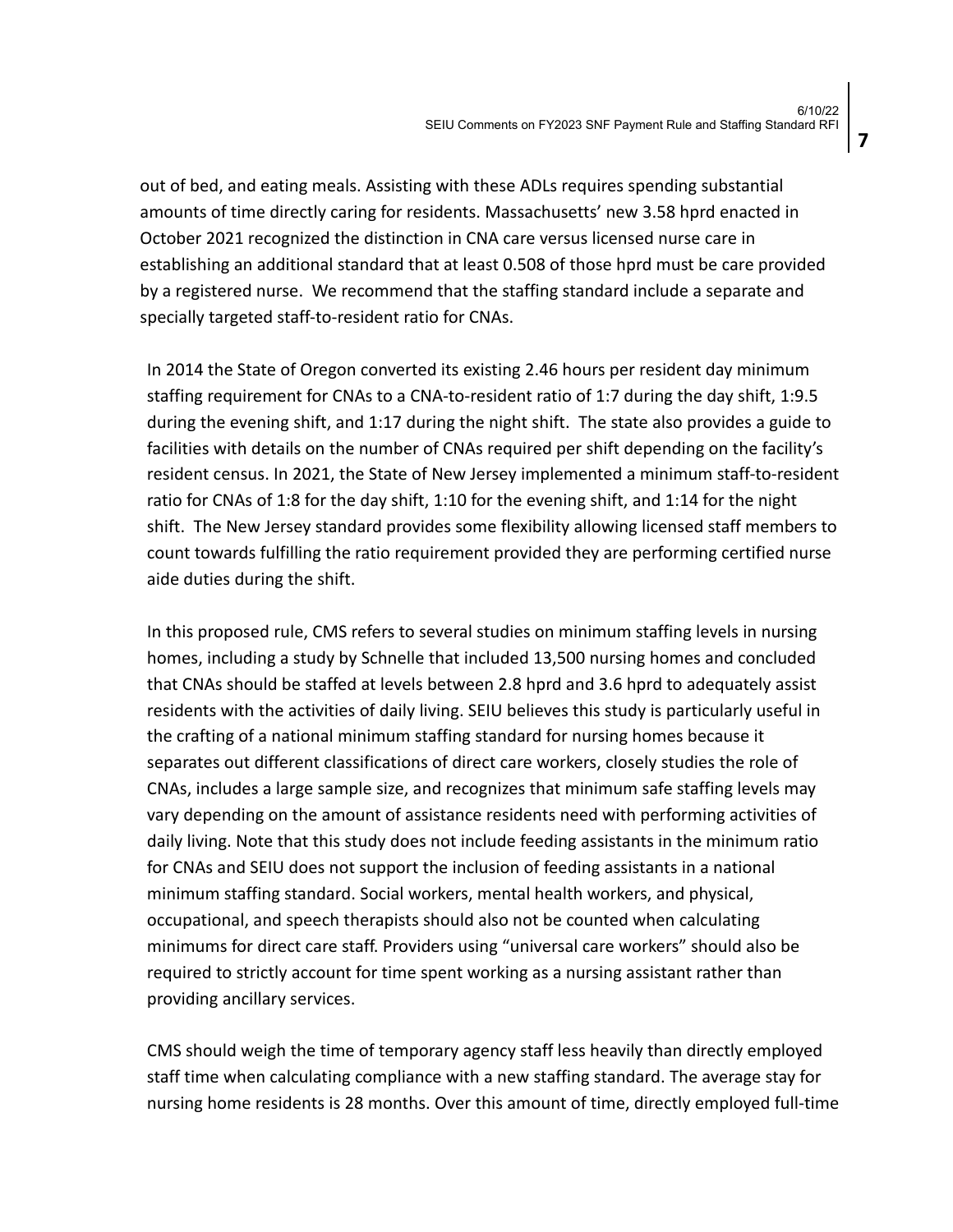out of bed, and eating meals. Assisting with these ADLs requires spending substantial amounts of time directly caring for residents. Massachusetts' new 3.58 hprd enacted in October 2021 recognized the distinction in CNA care versus licensed nurse care in establishing an additional standard that at least 0.508 of those hprd must be care provided by a registered nurse. We recommend that the staffing standard include a separate and specially targeted staff-to-resident ratio for CNAs.

In 2014 the State of Oregon converted its existing 2.46 hours per resident day minimum staffing requirement for CNAs to a CNA-to-resident ratio of 1:7 during the day shift, 1:9.5 during the evening shift, and 1:17 during the night shift. The state also provides a guide to facilities with details on the number of CNAs required per shift depending on the facility's resident census. In 2021, the State of New Jersey implemented a minimum staff-to-resident ratio for CNAs of 1:8 for the day shift, 1:10 for the evening shift, and 1:14 for the night shift. The New Jersey standard provides some flexibility allowing licensed staff members to count towards fulfilling the ratio requirement provided they are performing certified nurse aide duties during the shift.

In this proposed rule, CMS refers to several studies on minimum staffing levels in nursing homes, including a study by Schnelle that included 13,500 nursing homes and concluded that CNAs should be staffed at levels between 2.8 hprd and 3.6 hprd to adequately assist residents with the activities of daily living. SEIU believes this study is particularly useful in the crafting of a national minimum staffing standard for nursing homes because it separates out different classifications of direct care workers, closely studies the role of CNAs, includes a large sample size, and recognizes that minimum safe staffing levels may vary depending on the amount of assistance residents need with performing activities of daily living. Note that this study does not include feeding assistants in the minimum ratio for CNAs and SEIU does not support the inclusion of feeding assistants in a national minimum staffing standard. Social workers, mental health workers, and physical, occupational, and speech therapists should also not be counted when calculating minimums for direct care staff. Providers using "universal care workers" should also be required to strictly account for time spent working as a nursing assistant rather than providing ancillary services.

CMS should weigh the time of temporary agency staff less heavily than directly employed staff time when calculating compliance with a new staffing standard. The average stay for nursing home residents is 28 months. Over this amount of time, directly employed full-time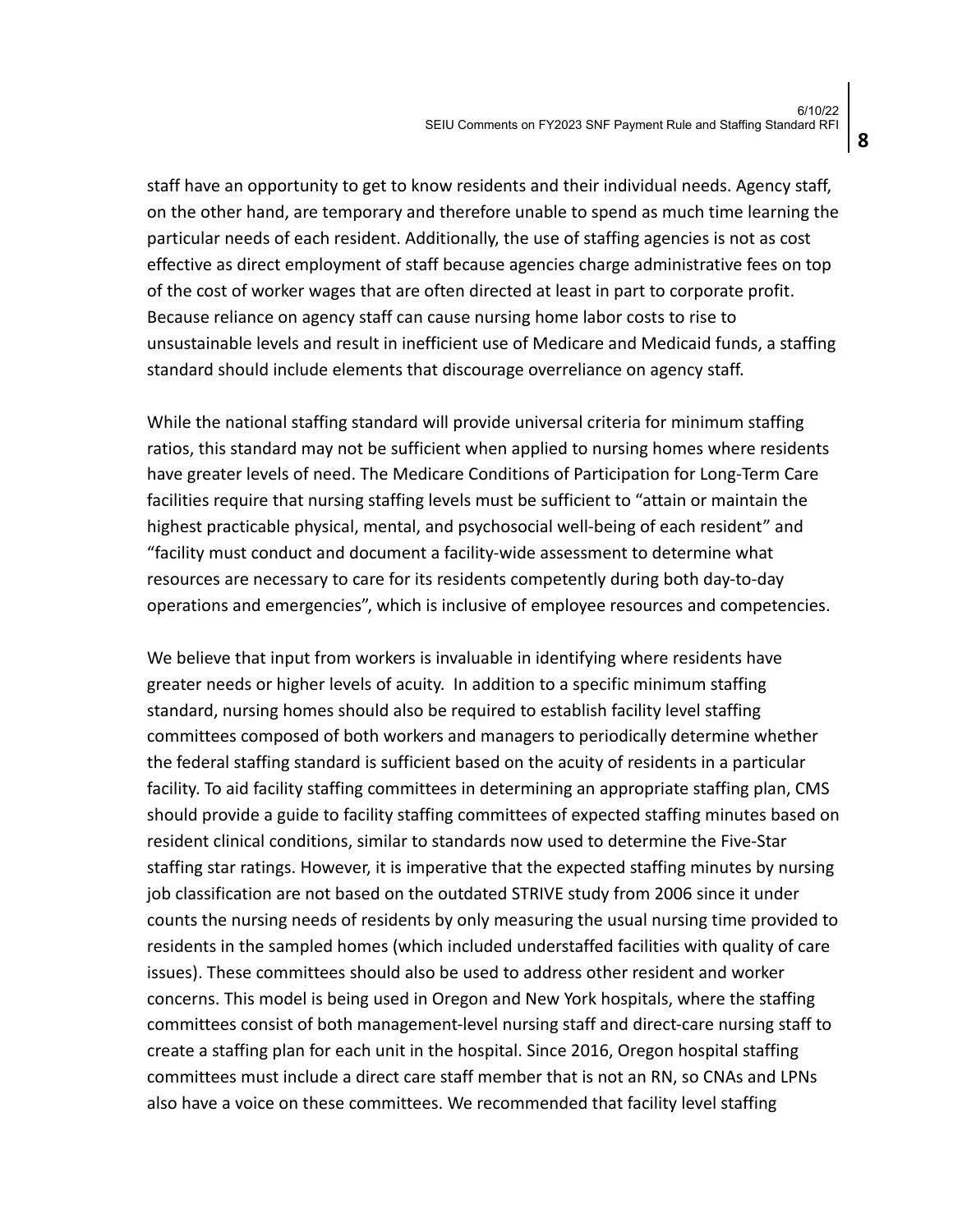staff have an opportunity to get to know residents and their individual needs. Agency staff, on the other hand, are temporary and therefore unable to spend as much time learning the particular needs of each resident. Additionally, the use of staffing agencies is not as cost effective as direct employment of staff because agencies charge administrative fees on top of the cost of worker wages that are often directed at least in part to corporate profit. Because reliance on agency staff can cause nursing home labor costs to rise to unsustainable levels and result in inefficient use of Medicare and Medicaid funds, a staffing standard should include elements that discourage overreliance on agency staff.

While the national staffing standard will provide universal criteria for minimum staffing ratios, this standard may not be sufficient when applied to nursing homes where residents have greater levels of need. The Medicare Conditions of Participation for Long-Term Care facilities require that nursing staffing levels must be sufficient to "attain or maintain the highest practicable physical, mental, and psychosocial well-being of each resident" and "facility must conduct and document a facility-wide assessment to determine what resources are necessary to care for its residents competently during both day-to-day operations and emergencies", which is inclusive of employee resources and competencies.

We believe that input from workers is invaluable in identifying where residents have greater needs or higher levels of acuity. In addition to a specific minimum staffing standard, nursing homes should also be required to establish facility level staffing committees composed of both workers and managers to periodically determine whether the federal staffing standard is sufficient based on the acuity of residents in a particular facility. To aid facility staffing committees in determining an appropriate staffing plan, CMS should provide a guide to facility staffing committees of expected staffing minutes based on resident clinical conditions, similar to standards now used to determine the Five-Star staffing star ratings. However, it is imperative that the expected staffing minutes by nursing job classification are not based on the outdated STRIVE study from 2006 since it under counts the nursing needs of residents by only measuring the usual nursing time provided to residents in the sampled homes (which included understaffed facilities with quality of care issues). These committees should also be used to address other resident and worker concerns. This model is being used in Oregon and New York hospitals, where the staffing committees consist of both management-level nursing staff and direct-care nursing staff to create a staffing plan for each unit in the hospital. Since 2016, Oregon hospital staffing committees must include a direct care staff member that is not an RN, so CNAs and LPNs also have a voice on these committees. We recommended that facility level staffing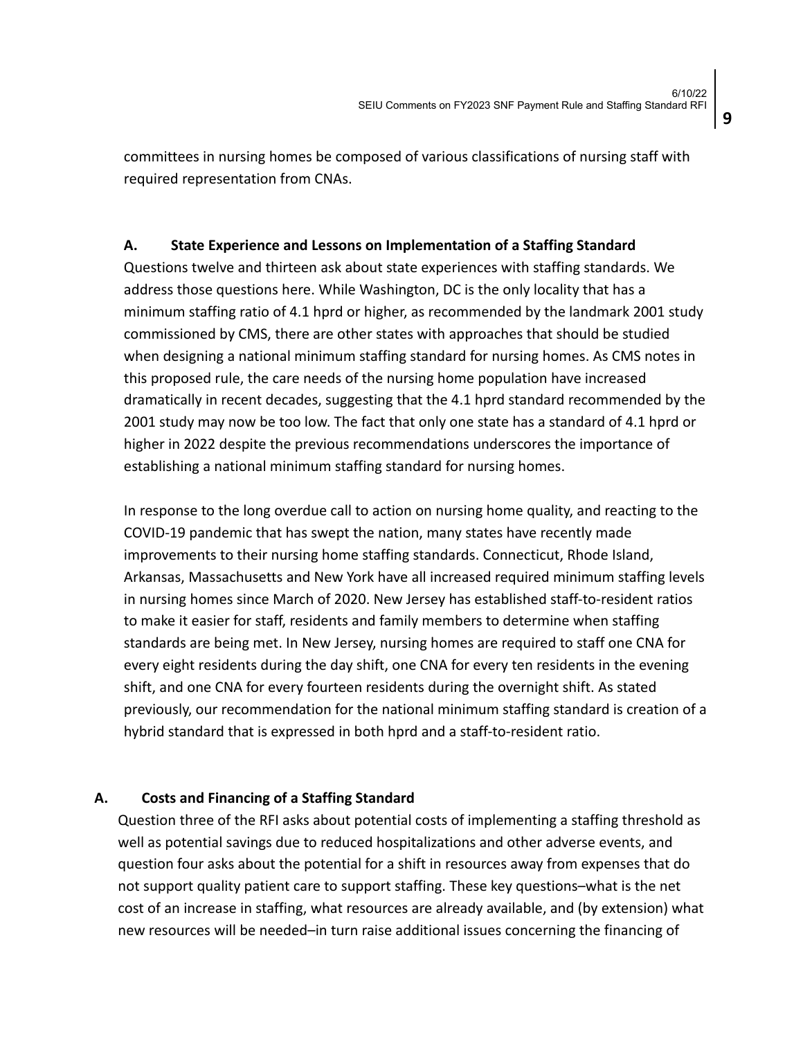committees in nursing homes be composed of various classifications of nursing staff with required representation from CNAs.

### A. State Experience and Lessons on Implementation of a Staffing Standard

Questions twelve and thirteen ask about state experiences with staffing standards. We address those questions here. While Washington, DC is the only locality that has a minimum staffing ratio of 4.1 hprd or higher, as recommended by the landmark 2001 study commissioned by CMS, there are other states with approaches that should be studied when designing a national minimum staffing standard for nursing homes. As CMS notes in this proposed rule, the care needs of the nursing home population have increased dramatically in recent decades, suggesting that the 4.1 hprd standard recommended by the 2001 study may now be too low. The fact that only one state has a standard of 4.1 hprd or higher in 2022 despite the previous recommendations underscores the importance of establishing a national minimum staffing standard for nursing homes.

In response to the long overdue call to action on nursing home quality, and reacting to the COVID-19 pandemic that has swept the nation, many states have recently made improvements to their nursing home staffing standards. Connecticut, Rhode Island, Arkansas, Massachusetts and New York have all increased required minimum staffing levels in nursing homes since March of 2020. New Jersey has established staff-to-resident ratios to make it easier for staff, residents and family members to determine when staffing standards are being met. In New Jersey, nursing homes are required to staff one CNA for every eight residents during the day shift, one CNA for every ten residents in the evening shift, and one CNA for every fourteen residents during the overnight shift. As stated previously, our recommendation for the national minimum staffing standard is creation of a hybrid standard that is expressed in both hprd and a staff-to-resident ratio.

### A. Costs and Financing of a Staffing Standard

Question three of the RFI asks about potential costs of implementing a staffing threshold as well as potential savings due to reduced hospitalizations and other adverse events, and question four asks about the potential for a shift in resources away from expenses that do not support quality patient care to support staffing. These key questions–what is the net cost of an increase in staffing, what resources are already available, and (by extension) what new resources will be needed–in turn raise additional issues concerning the financing of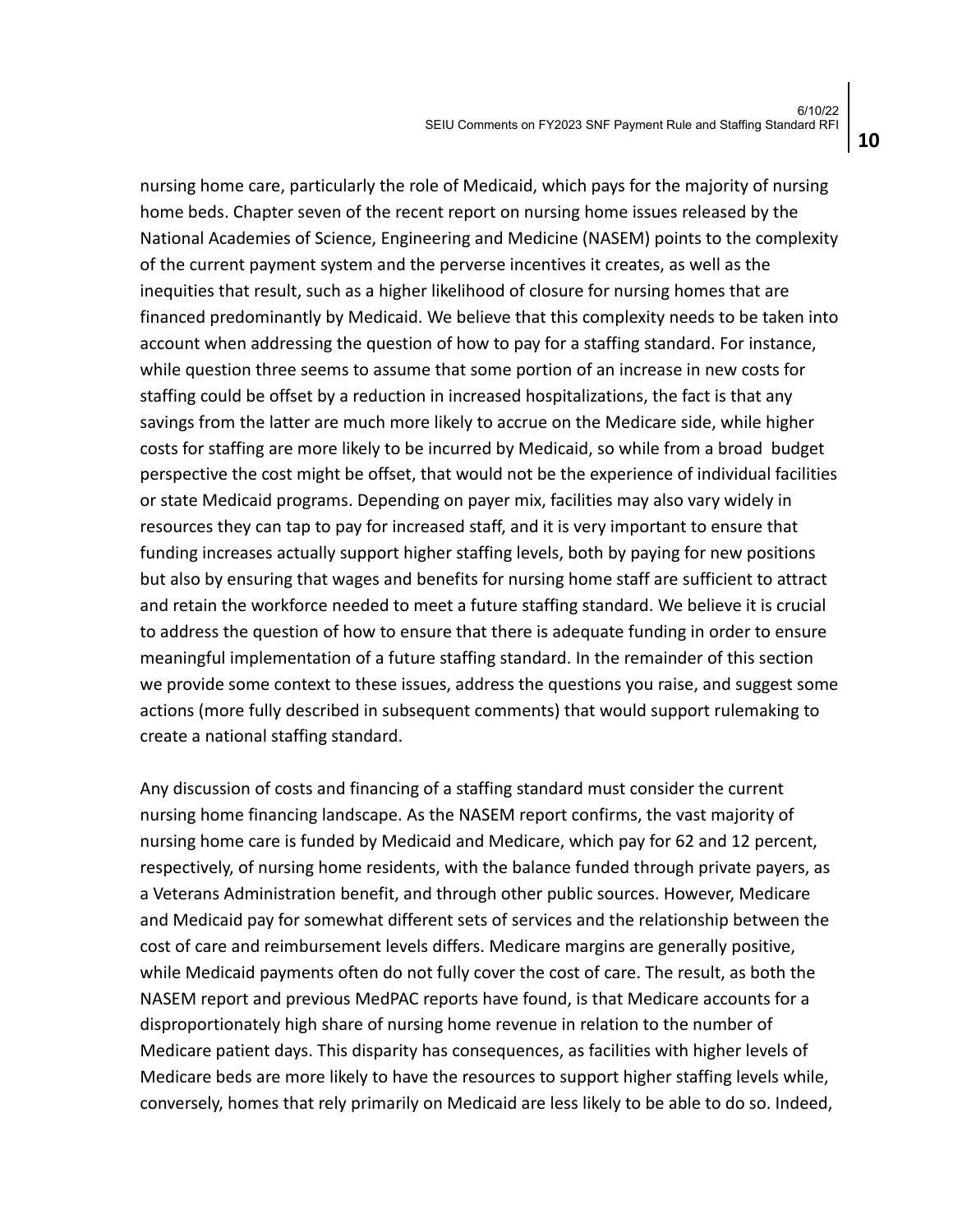nursing home care, particularly the role of Medicaid, which pays for the majority of nursing home beds. Chapter seven of the recent report on nursing home issues released by the National Academies of Science, Engineering and Medicine (NASEM) points to the complexity of the current payment system and the perverse incentives it creates, as well as the inequities that result, such as a higher likelihood of closure for nursing homes that are financed predominantly by Medicaid. We believe that this complexity needs to be taken into account when addressing the question of how to pay for a staffing standard. For instance, while question three seems to assume that some portion of an increase in new costs for staffing could be offset by a reduction in increased hospitalizations, the fact is that any savings from the latter are much more likely to accrue on the Medicare side, while higher costs for staffing are more likely to be incurred by Medicaid, so while from a broad budget perspective the cost might be offset, that would not be the experience of individual facilities or state Medicaid programs. Depending on payer mix, facilities may also vary widely in resources they can tap to pay for increased staff, and it is very important to ensure that funding increases actually support higher staffing levels, both by paying for new positions but also by ensuring that wages and benefits for nursing home staff are sufficient to attract and retain the workforce needed to meet a future staffing standard. We believe it is crucial to address the question of how to ensure that there is adequate funding in order to ensure meaningful implementation of a future staffing standard. In the remainder of this section we provide some context to these issues, address the questions you raise, and suggest some actions (more fully described in subsequent comments) that would support rulemaking to create a national staffing standard.

Any discussion of costs and financing of a staffing standard must consider the current nursing home financing landscape. As the NASEM report confirms, the vast majority of nursing home care is funded by Medicaid and Medicare, which pay for 62 and 12 percent, respectively, of nursing home residents, with the balance funded through private payers, as a Veterans Administration benefit, and through other public sources. However, Medicare and Medicaid pay for somewhat different sets of services and the relationship between the cost of care and reimbursement levels differs. Medicare margins are generally positive, while Medicaid payments often do not fully cover the cost of care. The result, as both the NASEM report and previous MedPAC reports have found, is that Medicare accounts for a disproportionately high share of nursing home revenue in relation to the number of Medicare patient days. This disparity has consequences, as facilities with higher levels of Medicare beds are more likely to have the resources to support higher staffing levels while, conversely, homes that rely primarily on Medicaid are less likely to be able to do so. Indeed,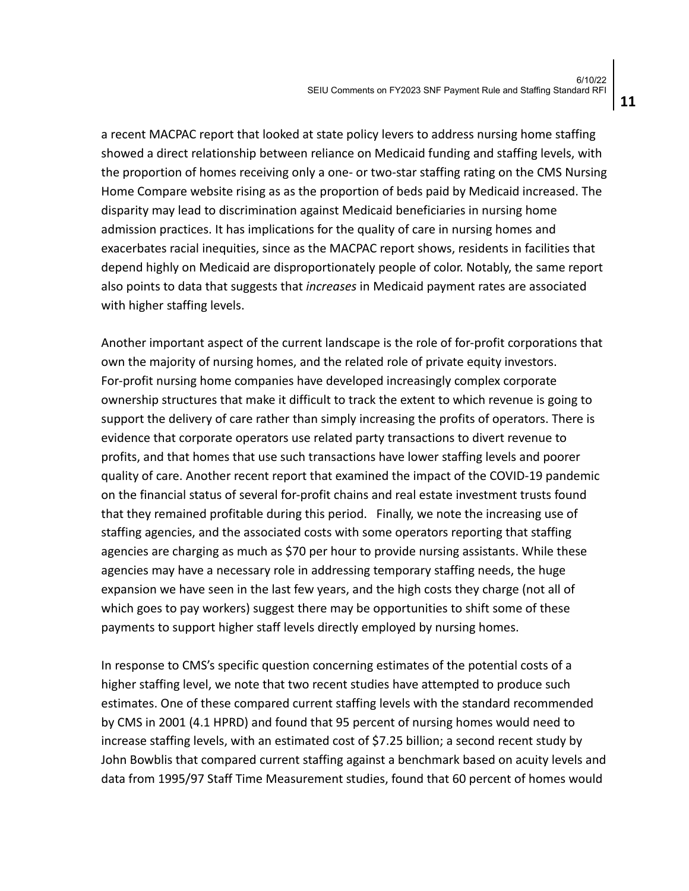a recent MACPAC report that looked at state policy levers to address nursing home staffing showed a direct relationship between reliance on Medicaid funding and staffing levels, with the proportion of homes receiving only a one- or two-star staffing rating on the CMS Nursing Home Compare website rising as as the proportion of beds paid by Medicaid increased. The disparity may lead to discrimination against Medicaid beneficiaries in nursing home admission practices. It has implications for the quality of care in nursing homes and exacerbates racial inequities, since as the MACPAC report shows, residents in facilities that depend highly on Medicaid are disproportionately people of color. Notably, the same report also points to data that suggests that *increases* in Medicaid payment rates are associated with higher staffing levels.

Another important aspect of the current landscape is the role of for-profit corporations that own the majority of nursing homes, and the related role of private equity investors. For-profit nursing home companies have developed increasingly complex corporate ownership structures that make it difficult to track the extent to which revenue is going to support the delivery of care rather than simply increasing the profits of operators. There is evidence that corporate operators use related party transactions to divert revenue to profits, and that homes that use such transactions have lower staffing levels and poorer quality of care. Another recent report that examined the impact of the COVID-19 pandemic on the financial status of several for-profit chains and real estate investment trusts found that they remained profitable during this period. Finally, we note the increasing use of staffing agencies, and the associated costs with some operators reporting that staffing agencies are charging as much as $70 per hour to provide nursing assistants. While these agencies may have a necessary role in addressing temporary staffing needs, the huge expansion we have seen in the last few years, and the high costs they charge (not all of which goes to pay workers) suggest there may be opportunities to shift some of these payments to support higher staff levels directly employed by nursing homes.

In response to CMS's specific question concerning estimates of the potential costs of a higher staffing level, we note that two recent studies have attempted to produce such estimates. One of these compared current staffing levels with the standard recommended by CMS in 2001 (4.1 HPRD) and found that 95 percent of nursing homes would need to increase staffing levels, with an estimated cost of $7.25 billion; a second recent study by John Bowblis that compared current staffing against a benchmark based on acuity levels and data from 1995/97 Staff Time Measurement studies, found that 60 percent of homes would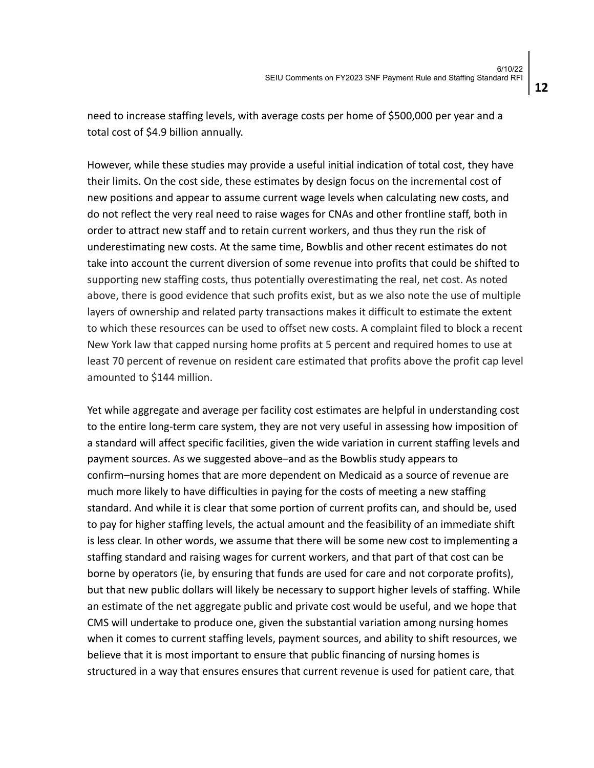need to increase staffing levels, with average costs per home of $500,000 per year and a total cost of $4.9 billion annually.

However, while these studies may provide a useful initial indication of total cost, they have their limits. On the cost side, these estimates by design focus on the incremental cost of new positions and appear to assume current wage levels when calculating new costs, and do not reflect the very real need to raise wages for CNAs and other frontline staff, both in order to attract new staff and to retain current workers, and thus they run the risk of underestimating new costs. At the same time, Bowblis and other recent estimates do not take into account the current diversion of some revenue into profits that could be shifted to supporting new staffing costs, thus potentially overestimating the real, net cost. As noted above, there is good evidence that such profits exist, but as we also note the use of multiple layers of ownership and related party transactions makes it difficult to estimate the extent to which these resources can be used to offset new costs. A complaint filed to block a recent New York law that capped nursing home profits at 5 percent and required homes to use at least 70 percent of revenue on resident care estimated that profits above the profit cap level amounted to $144 million.

Yet while aggregate and average per facility cost estimates are helpful in understanding cost to the entire long-term care system, they are not very useful in assessing how imposition of a standard will affect specific facilities, given the wide variation in current staffing levels and payment sources. As we suggested above–and as the Bowblis study appears to confirm–nursing homes that are more dependent on Medicaid as a source of revenue are much more likely to have difficulties in paying for the costs of meeting a new staffing standard. And while it is clear that some portion of current profits can, and should be, used to pay for higher staffing levels, the actual amount and the feasibility of an immediate shift is less clear. In other words, we assume that there will be some new cost to implementing a staffing standard and raising wages for current workers, and that part of that cost can be borne by operators (ie, by ensuring that funds are used for care and not corporate profits), but that new public dollars will likely be necessary to support higher levels of staffing. While an estimate of the net aggregate public and private cost would be useful, and we hope that CMS will undertake to produce one, given the substantial variation among nursing homes when it comes to current staffing levels, payment sources, and ability to shift resources, we believe that it is most important to ensure that public financing of nursing homes is structured in a way that ensures ensures that current revenue is used for patient care, that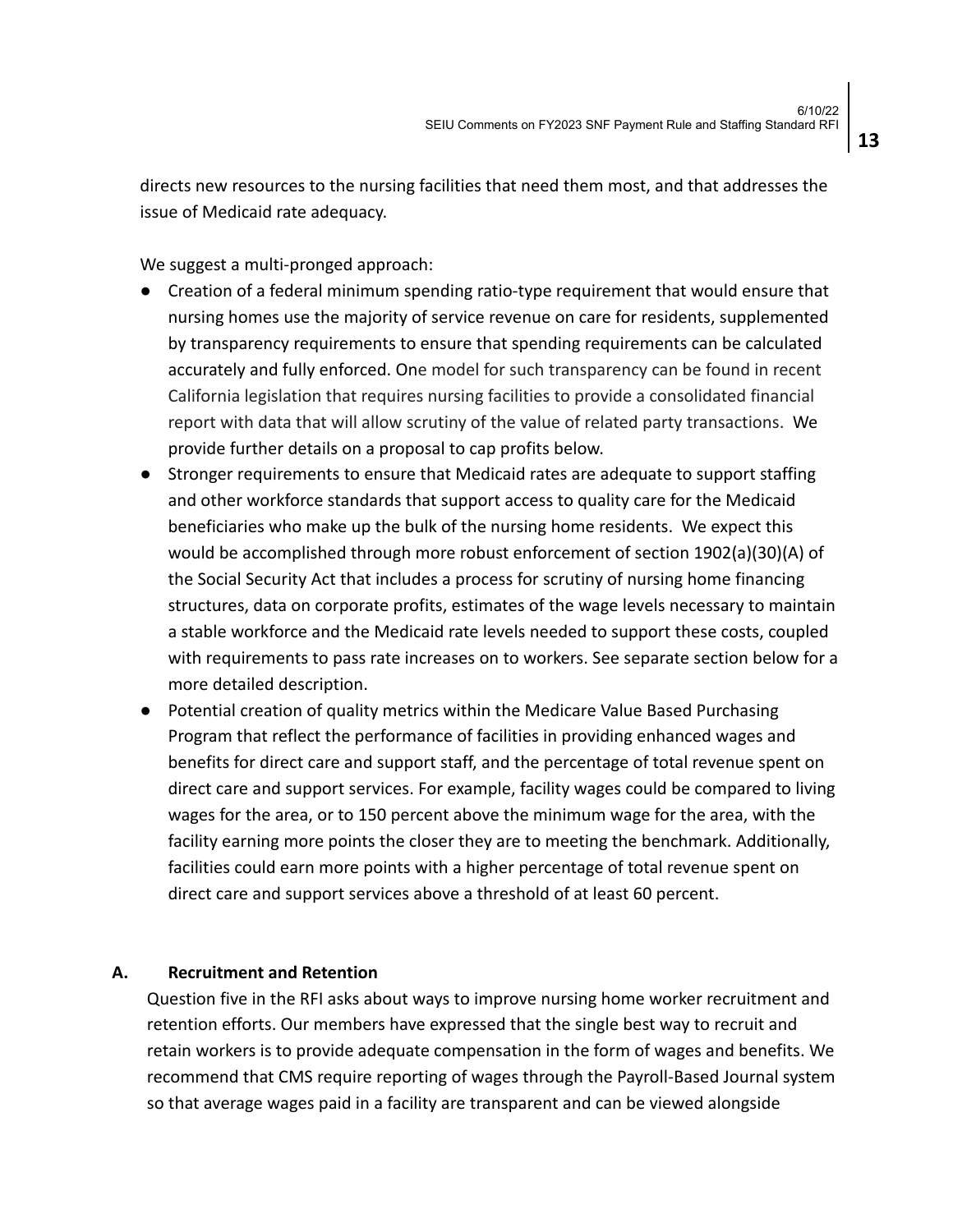directs new resources to the nursing facilities that need them most, and that addresses the issue of Medicaid rate adequacy.

We suggest a multi-pronged approach:

- Creation of a federal minimum spending ratio-type requirement that would ensure that nursing homes use the majority of service revenue on care for residents, supplemented by transparency requirements to ensure that spending requirements can be calculated accurately and fully enforced. One model for such transparency can be found in recent California legislation that requires nursing facilities to provide a consolidated financial report with data that will allow scrutiny of the value of related party transactions. We provide further details on a proposal to cap profits below.
- Stronger requirements to ensure that Medicaid rates are adequate to support staffing and other workforce standards that support access to quality care for the Medicaid beneficiaries who make up the bulk of the nursing home residents. We expect this would be accomplished through more robust enforcement of section 1902(a)(30)(A) of the Social Security Act that includes a process for scrutiny of nursing home financing structures, data on corporate profits, estimates of the wage levels necessary to maintain a stable workforce and the Medicaid rate levels needed to support these costs, coupled with requirements to pass rate increases on to workers. See separate section below for a more detailed description.
- Potential creation of quality metrics within the Medicare Value Based Purchasing Program that reflect the performance of facilities in providing enhanced wages and benefits for direct care and support staff, and the percentage of total revenue spent on direct care and support services. For example, facility wages could be compared to living wages for the area, or to 150 percent above the minimum wage for the area, with the facility earning more points the closer they are to meeting the benchmark. Additionally, facilities could earn more points with a higher percentage of total revenue spent on direct care and support services above a threshold of at least 60 percent.

## A. Recruitment and Retention

Question five in the RFI asks about ways to improve nursing home worker recruitment and retention efforts. Our members have expressed that the single best way to recruit and retain workers is to provide adequate compensation in the form of wages and benefits. We recommend that CMS require reporting of wages through the Payroll-Based Journal system so that average wages paid in a facility are transparent and can be viewed alongside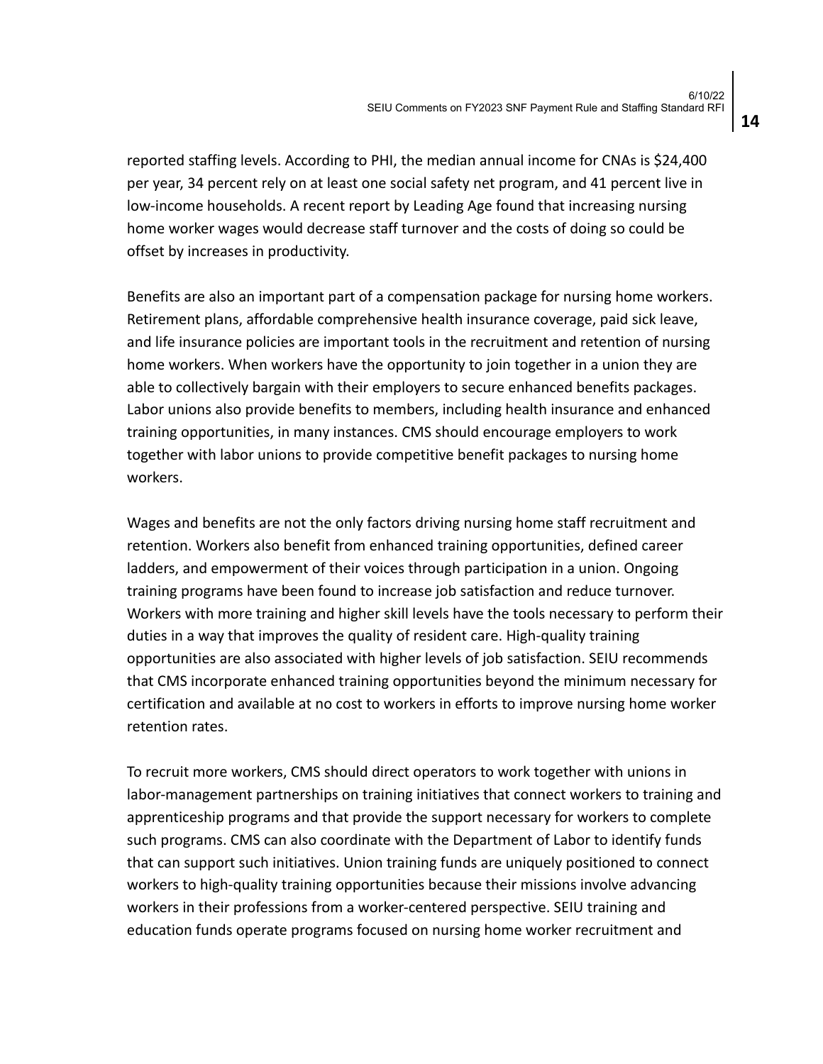reported staffing levels. According to PHI, the median annual income for CNAs is $24,400 per year, 34 percent rely on at least one social safety net program, and 41 percent live in low-income households. A recent report by Leading Age found that increasing nursing home worker wages would decrease staff turnover and the costs of doing so could be offset by increases in productivity.

Benefits are also an important part of a compensation package for nursing home workers. Retirement plans, affordable comprehensive health insurance coverage, paid sick leave, and life insurance policies are important tools in the recruitment and retention of nursing home workers. When workers have the opportunity to join together in a union they are able to collectively bargain with their employers to secure enhanced benefits packages. Labor unions also provide benefits to members, including health insurance and enhanced training opportunities, in many instances. CMS should encourage employers to work together with labor unions to provide competitive benefit packages to nursing home workers.

Wages and benefits are not the only factors driving nursing home staff recruitment and retention. Workers also benefit from enhanced training opportunities, defined career ladders, and empowerment of their voices through participation in a union. Ongoing training programs have been found to increase job satisfaction and reduce turnover. Workers with more training and higher skill levels have the tools necessary to perform their duties in a way that improves the quality of resident care. High-quality training opportunities are also associated with higher levels of job satisfaction. SEIU recommends that CMS incorporate enhanced training opportunities beyond the minimum necessary for certification and available at no cost to workers in efforts to improve nursing home worker retention rates.

To recruit more workers, CMS should direct operators to work together with unions in labor-management partnerships on training initiatives that connect workers to training and apprenticeship programs and that provide the support necessary for workers to complete such programs. CMS can also coordinate with the Department of Labor to identify funds that can support such initiatives. Union training funds are uniquely positioned to connect workers to high-quality training opportunities because their missions involve advancing workers in their professions from a worker-centered perspective. SEIU training and education funds operate programs focused on nursing home worker recruitment and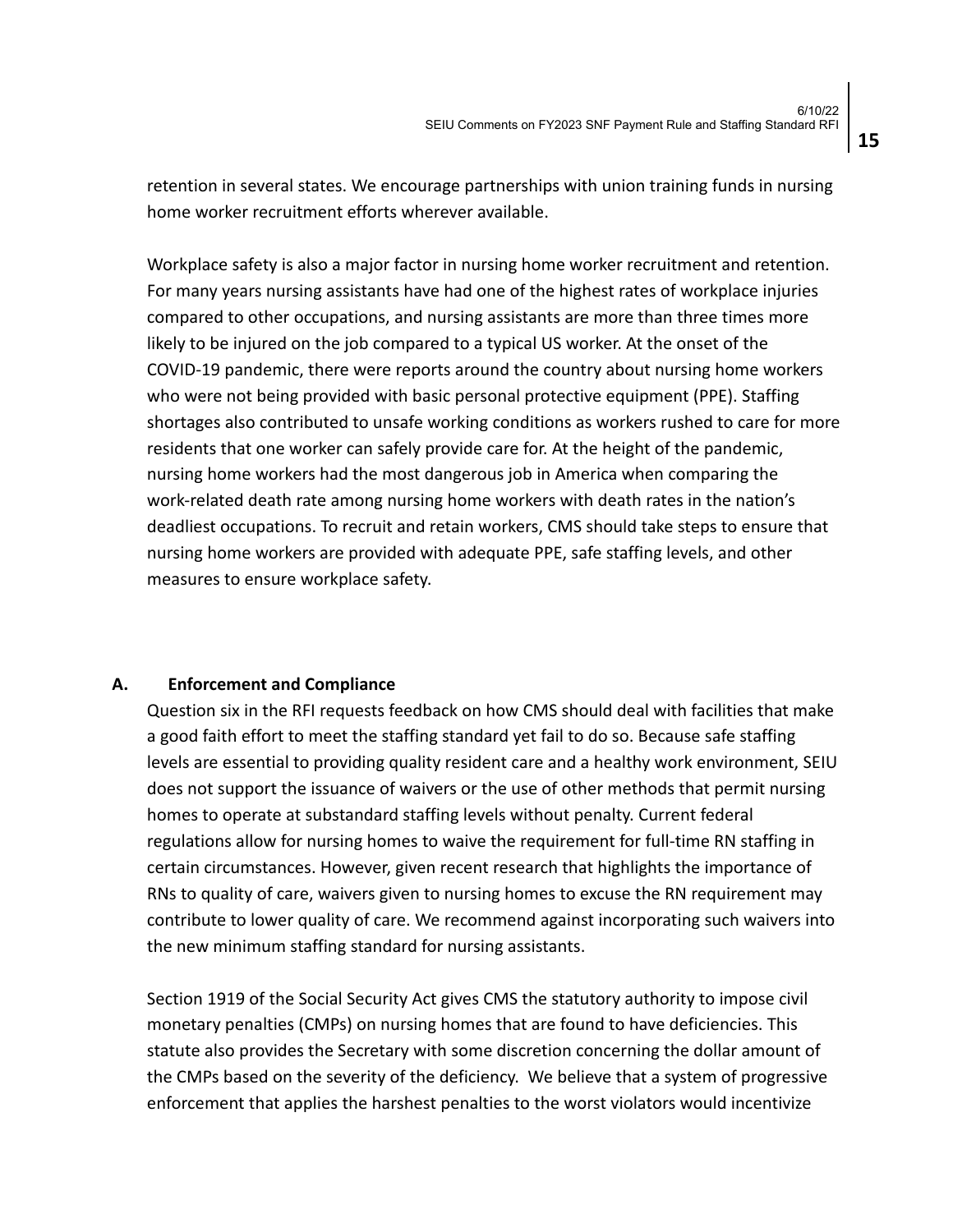retention in several states. We encourage partnerships with union training funds in nursing home worker recruitment efforts wherever available.

Workplace safety is also a major factor in nursing home worker recruitment and retention. For many years nursing assistants have had one of the highest rates of workplace injuries compared to other occupations, and nursing assistants are more than three times more likely to be injured on the job compared to a typical US worker. At the onset of the COVID-19 pandemic, there were reports around the country about nursing home workers who were not being provided with basic personal protective equipment (PPE). Staffing shortages also contributed to unsafe working conditions as workers rushed to care for more residents that one worker can safely provide care for. At the height of the pandemic, nursing home workers had the most dangerous job in America when comparing the work-related death rate among nursing home workers with death rates in the nation's deadliest occupations. To recruit and retain workers, CMS should take steps to ensure that nursing home workers are provided with adequate PPE, safe staffing levels, and other measures to ensure workplace safety.

## A. Enforcement and Compliance

Question six in the RFI requests feedback on how CMS should deal with facilities that make a good faith effort to meet the staffing standard yet fail to do so. Because safe staffing levels are essential to providing quality resident care and a healthy work environment, SEIU does not support the issuance of waivers or the use of other methods that permit nursing homes to operate at substandard staffing levels without penalty. Current federal regulations allow for nursing homes to waive the requirement for full-time RN staffing in certain circumstances. However, given recent research that highlights the importance of RNs to quality of care, waivers given to nursing homes to excuse the RN requirement may contribute to lower quality of care. We recommend against incorporating such waivers into the new minimum staffing standard for nursing assistants.

Section 1919 of the Social Security Act gives CMS the statutory authority to impose civil monetary penalties (CMPs) on nursing homes that are found to have deficiencies. This statute also provides the Secretary with some discretion concerning the dollar amount of the CMPs based on the severity of the deficiency. We believe that a system of progressive enforcement that applies the harshest penalties to the worst violators would incentivize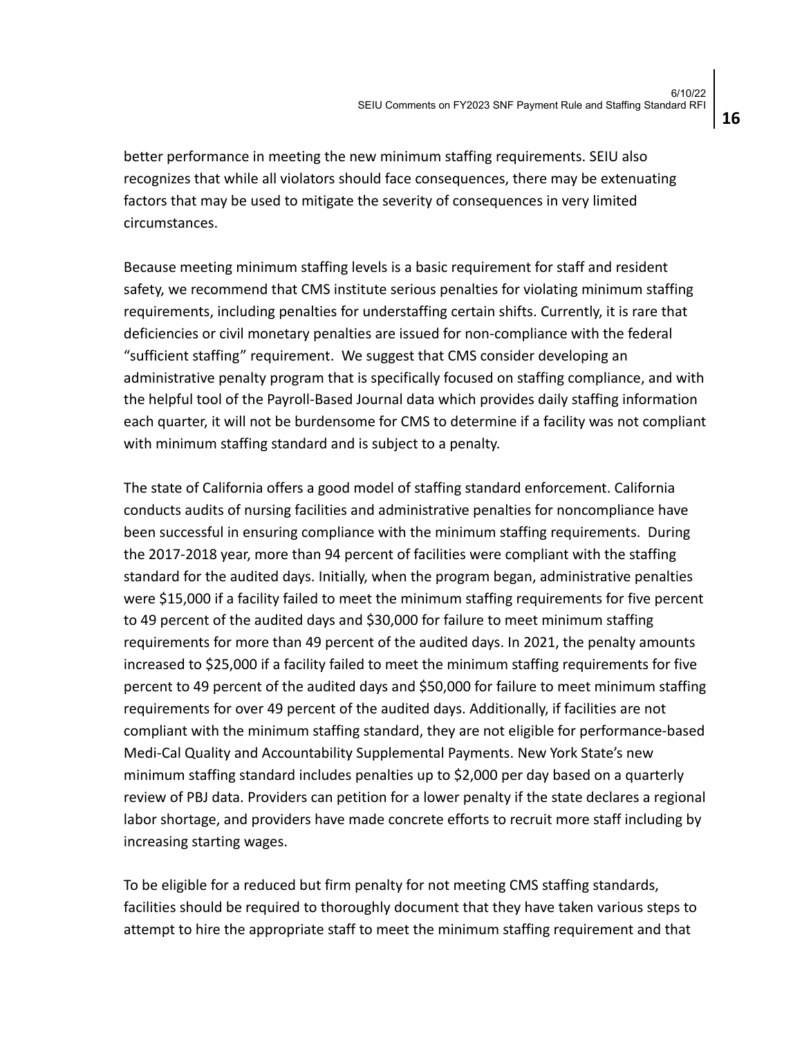better performance in meeting the new minimum staffing requirements. SEIU also recognizes that while all violators should face consequences, there may be extenuating factors that may be used to mitigate the severity of consequences in very limited circumstances.

Because meeting minimum staffing levels is a basic requirement for staff and resident safety, we recommend that CMS institute serious penalties for violating minimum staffing requirements, including penalties for understaffing certain shifts. Currently, it is rare that deficiencies or civil monetary penalties are issued for non-compliance with the federal "sufficient staffing" requirement. We suggest that CMS consider developing an administrative penalty program that is specifically focused on staffing compliance, and with the helpful tool of the Payroll-Based Journal data which provides daily staffing information each quarter, it will not be burdensome for CMS to determine if a facility was not compliant with minimum staffing standard and is subject to a penalty.

The state of California offers a good model of staffing standard enforcement. California conducts audits of nursing facilities and administrative penalties for noncompliance have been successful in ensuring compliance with the minimum staffing requirements. During the 2017-2018 year, more than 94 percent of facilities were compliant with the staffing standard for the audited days. Initially, when the program began, administrative penalties were $15,000 if a facility failed to meet the minimum staffing requirements for five percent to 49 percent of the audited days and $30,000 for failure to meet minimum staffing requirements for more than 49 percent of the audited days. In 2021, the penalty amounts increased to $25,000 if a facility failed to meet the minimum staffing requirements for five percent to 49 percent of the audited days and $50,000 for failure to meet minimum staffing requirements for over 49 percent of the audited days. Additionally, if facilities are not compliant with the minimum staffing standard, they are not eligible for performance-based Medi-Cal Quality and Accountability Supplemental Payments. New York State's new minimum staffing standard includes penalties up to $2,000 per day based on a quarterly review of PBJ data. Providers can petition for a lower penalty if the state declares a regional labor shortage, and providers have made concrete efforts to recruit more staff including by increasing starting wages.

To be eligible for a reduced but firm penalty for not meeting CMS staffing standards, facilities should be required to thoroughly document that they have taken various steps to attempt to hire the appropriate staff to meet the minimum staffing requirement and that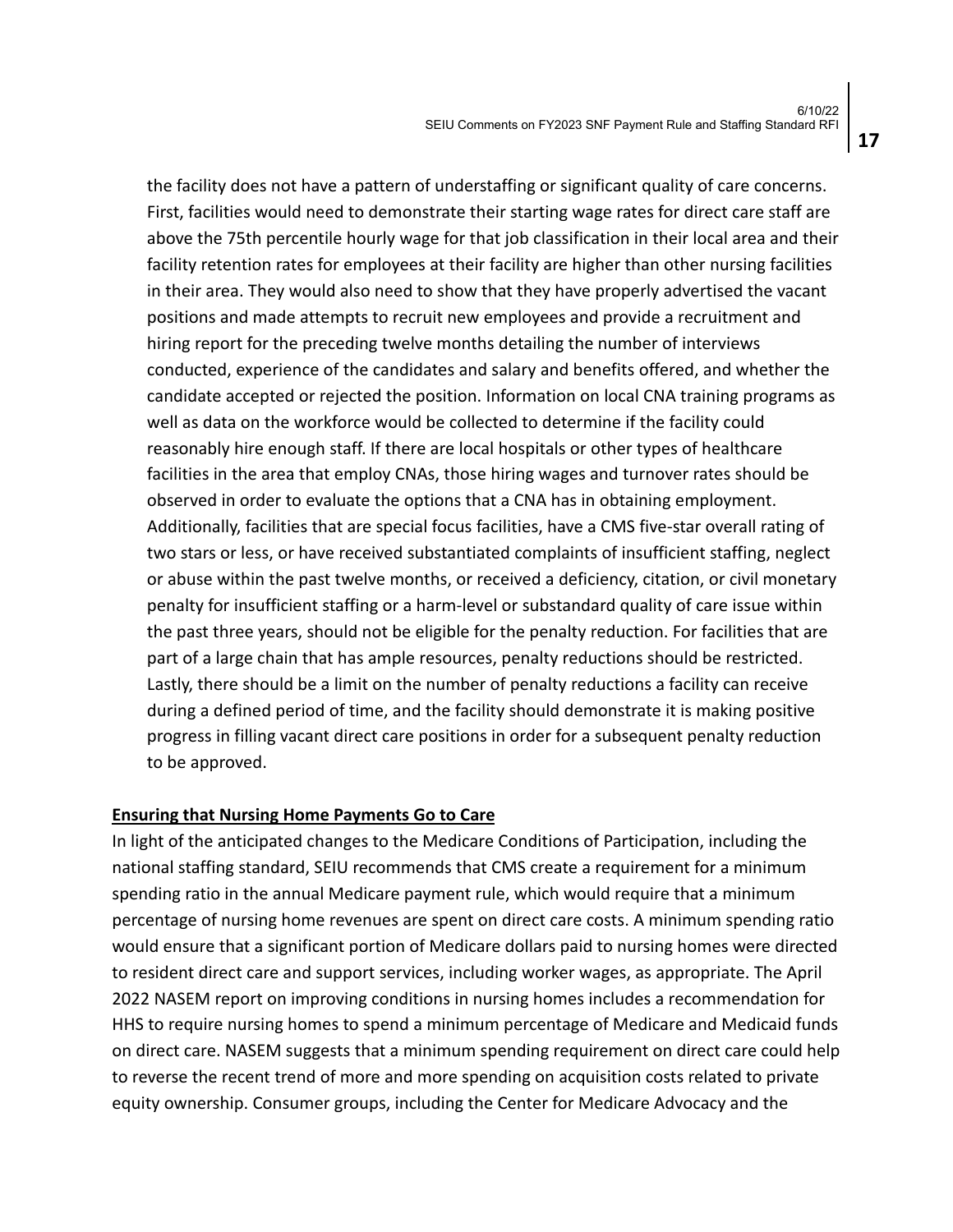the facility does not have a pattern of understaffing or significant quality of care concerns. First, facilities would need to demonstrate their starting wage rates for direct care staff are above the 75th percentile hourly wage for that job classification in their local area and their facility retention rates for employees at their facility are higher than other nursing facilities in their area. They would also need to show that they have properly advertised the vacant positions and made attempts to recruit new employees and provide a recruitment and hiring report for the preceding twelve months detailing the number of interviews conducted, experience of the candidates and salary and benefits offered, and whether the candidate accepted or rejected the position. Information on local CNA training programs as well as data on the workforce would be collected to determine if the facility could reasonably hire enough staff. If there are local hospitals or other types of healthcare facilities in the area that employ CNAs, those hiring wages and turnover rates should be observed in order to evaluate the options that a CNA has in obtaining employment. Additionally, facilities that are special focus facilities, have a CMS five-star overall rating of two stars or less, or have received substantiated complaints of insufficient staffing, neglect or abuse within the past twelve months, or received a deficiency, citation, or civil monetary penalty for insufficient staffing or a harm-level or substandard quality of care issue within the past three years, should not be eligible for the penalty reduction. For facilities that are part of a large chain that has ample resources, penalty reductions should be restricted. Lastly, there should be a limit on the number of penalty reductions a facility can receive during a defined period of time, and the facility should demonstrate it is making positive progress in filling vacant direct care positions in order for a subsequent penalty reduction to be approved.

**Ensuring that Nursing Home Payments Go to Care**

In light of the anticipated changes to the Medicare Conditions of Participation, including the national staffing standard, SEIU recommends that CMS create a requirement for a minimum spending ratio in the annual Medicare payment rule, which would require that a minimum percentage of nursing home revenues are spent on direct care costs. A minimum spending ratio would ensure that a significant portion of Medicare dollars paid to nursing homes were directed to resident direct care and support services, including worker wages, as appropriate. The April 2022 NASEM report on improving conditions in nursing homes includes a recommendation for HHS to require nursing homes to spend a minimum percentage of Medicare and Medicaid funds on direct care. NASEM suggests that a minimum spending requirement on direct care could help to reverse the recent trend of more and more spending on acquisition costs related to private equity ownership. Consumer groups, including the Center for Medicare Advocacy and the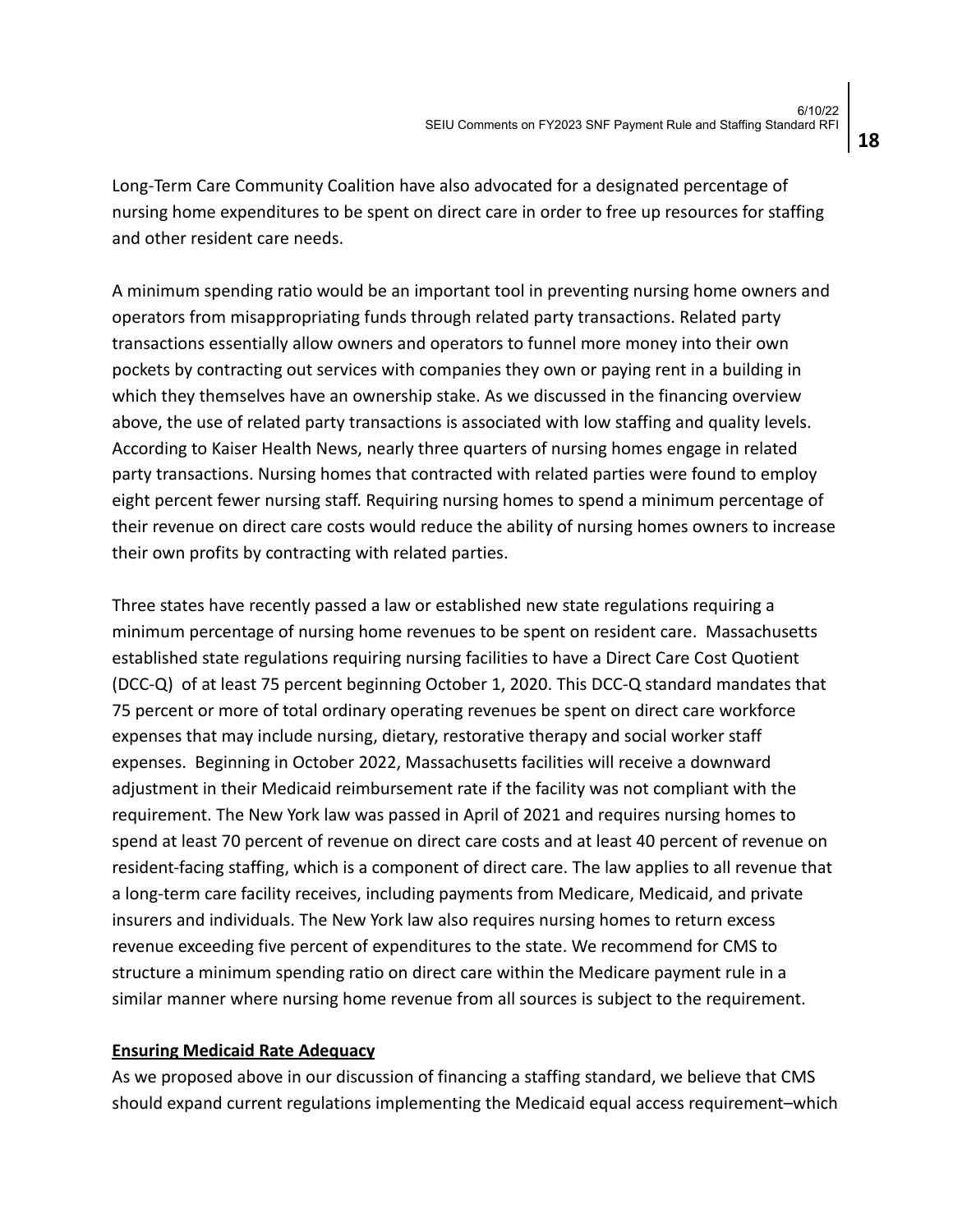Long-Term Care Community Coalition have also advocated for a designated percentage of nursing home expenditures to be spent on direct care in order to free up resources for staffing and other resident care needs.

A minimum spending ratio would be an important tool in preventing nursing home owners and operators from misappropriating funds through related party transactions. Related party transactions essentially allow owners and operators to funnel more money into their own pockets by contracting out services with companies they own or paying rent in a building in which they themselves have an ownership stake. As we discussed in the financing overview above, the use of related party transactions is associated with low staffing and quality levels. According to Kaiser Health News, nearly three quarters of nursing homes engage in related party transactions. Nursing homes that contracted with related parties were found to employ eight percent fewer nursing staff. Requiring nursing homes to spend a minimum percentage of their revenue on direct care costs would reduce the ability of nursing homes owners to increase their own profits by contracting with related parties.

Three states have recently passed a law or established new state regulations requiring a minimum percentage of nursing home revenues to be spent on resident care. Massachusetts established state regulations requiring nursing facilities to have a Direct Care Cost Quotient (DCC-Q) of at least 75 percent beginning October 1, 2020. This DCC-Q standard mandates that 75 percent or more of total ordinary operating revenues be spent on direct care workforce expenses that may include nursing, dietary, restorative therapy and social worker staff expenses. Beginning in October 2022, Massachusetts facilities will receive a downward adjustment in their Medicaid reimbursement rate if the facility was not compliant with the requirement. The New York law was passed in April of 2021 and requires nursing homes to spend at least 70 percent of revenue on direct care costs and at least 40 percent of revenue on resident-facing staffing, which is a component of direct care. The law applies to all revenue that a long-term care facility receives, including payments from Medicare, Medicaid, and private insurers and individuals. The New York law also requires nursing homes to return excess revenue exceeding five percent of expenditures to the state. We recommend for CMS to structure a minimum spending ratio on direct care within the Medicare payment rule in a similar manner where nursing home revenue from all sources is subject to the requirement.

**Ensuring Medicaid Rate Adequacy**

As we proposed above in our discussion of financing a staffing standard, we believe that CMS should expand current regulations implementing the Medicaid equal access requirement–which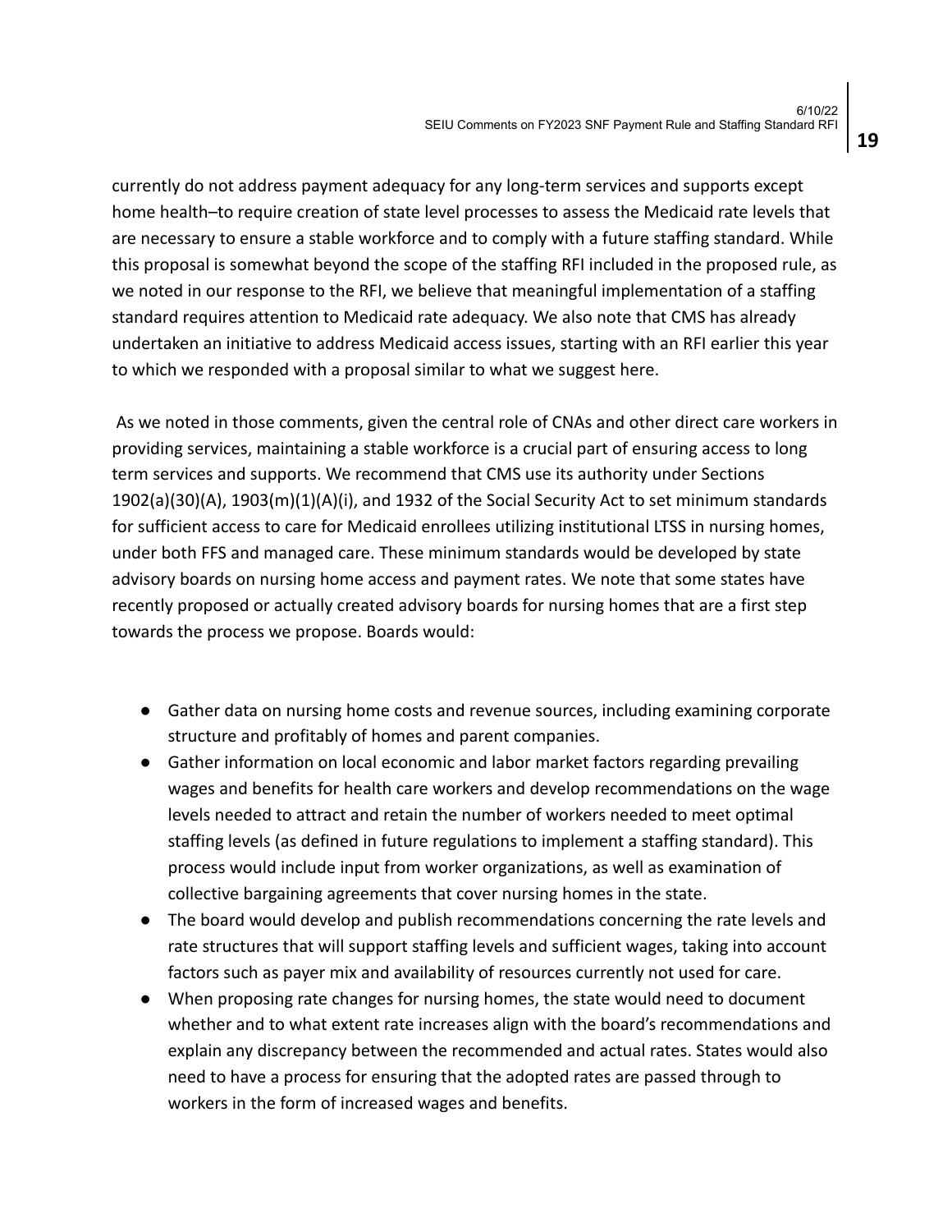currently do not address payment adequacy for any long-term services and supports except home health–to require creation of state level processes to assess the Medicaid rate levels that are necessary to ensure a stable workforce and to comply with a future staffing standard. While this proposal is somewhat beyond the scope of the staffing RFI included in the proposed rule, as we noted in our response to the RFI, we believe that meaningful implementation of a staffing standard requires attention to Medicaid rate adequacy. We also note that CMS has already undertaken an initiative to address Medicaid access issues, starting with an RFI earlier this year to which we responded with a proposal similar to what we suggest here.

As we noted in those comments, given the central role of CNAs and other direct care workers in providing services, maintaining a stable workforce is a crucial part of ensuring access to long term services and supports. We recommend that CMS use its authority under Sections 1902(a)(30)(A), 1903(m)(1)(A)(i), and 1932 of the Social Security Act to set minimum standards for sufficient access to care for Medicaid enrollees utilizing institutional LTSS in nursing homes, under both FFS and managed care. These minimum standards would be developed by state advisory boards on nursing home access and payment rates. We note that some states have recently proposed or actually created advisory boards for nursing homes that are a first step towards the process we propose. Boards would:

- Gather data on nursing home costs and revenue sources, including examining corporate structure and profitably of homes and parent companies.
- Gather information on local economic and labor market factors regarding prevailing wages and benefits for health care workers and develop recommendations on the wage levels needed to attract and retain the number of workers needed to meet optimal staffing levels (as defined in future regulations to implement a staffing standard). This process would include input from worker organizations, as well as examination of collective bargaining agreements that cover nursing homes in the state.
- The board would develop and publish recommendations concerning the rate levels and rate structures that will support staffing levels and sufficient wages, taking into account factors such as payer mix and availability of resources currently not used for care.
- When proposing rate changes for nursing homes, the state would need to document whether and to what extent rate increases align with the board's recommendations and explain any discrepancy between the recommended and actual rates. States would also need to have a process for ensuring that the adopted rates are passed through to workers in the form of increased wages and benefits.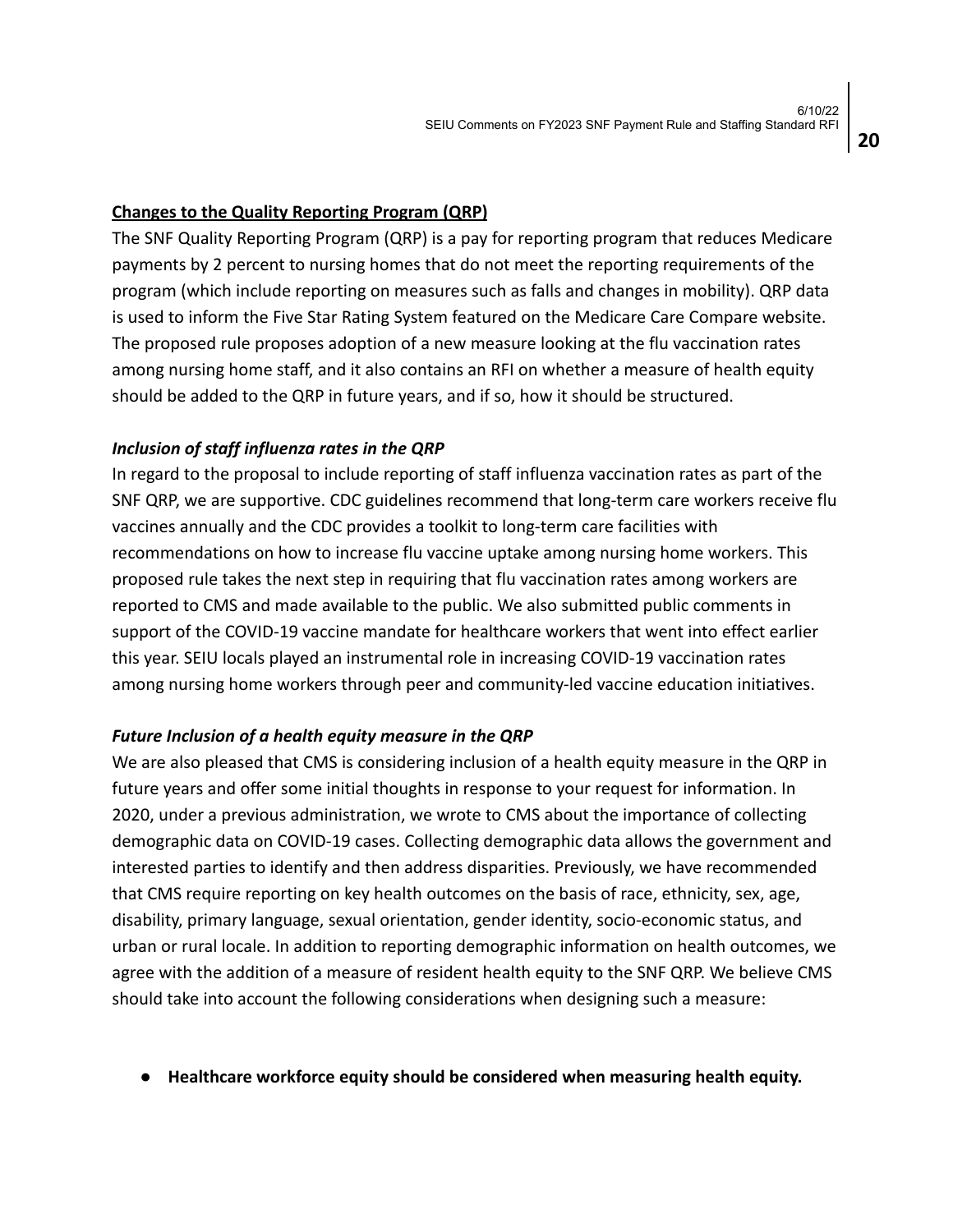## **Changes to the Quality Reporting Program (QRP)**

The SNF Quality Reporting Program (QRP) is a pay for reporting program that reduces Medicare payments by 2 percent to nursing homes that do not meet the reporting requirements of the program (which include reporting on measures such as falls and changes in mobility). QRP data is used to inform the Five Star Rating System featured on the Medicare Care Compare website. The proposed rule proposes adoption of a new measure looking at the flu vaccination rates among nursing home staff, and it also contains an RFI on whether a measure of health equity should be added to the QRP in future years, and if so, how it should be structured.

### ***Inclusion of staff influenza rates in the QRP***

In regard to the proposal to include reporting of staff influenza vaccination rates as part of the SNF QRP, we are supportive. CDC guidelines recommend that long-term care workers receive flu vaccines annually and the CDC provides a toolkit to long-term care facilities with recommendations on how to increase flu vaccine uptake among nursing home workers. This proposed rule takes the next step in requiring that flu vaccination rates among workers are reported to CMS and made available to the public. We also submitted public comments in support of the COVID-19 vaccine mandate for healthcare workers that went into effect earlier this year. SEIU locals played an instrumental role in increasing COVID-19 vaccination rates among nursing home workers through peer and community-led vaccine education initiatives.

### ***Future Inclusion of a health equity measure in the QRP***

We are also pleased that CMS is considering inclusion of a health equity measure in the QRP in future years and offer some initial thoughts in response to your request for information. In 2020, under a previous administration, we wrote to CMS about the importance of collecting demographic data on COVID-19 cases. Collecting demographic data allows the government and interested parties to identify and then address disparities. Previously, we have recommended that CMS require reporting on key health outcomes on the basis of race, ethnicity, sex, age, disability, primary language, sexual orientation, gender identity, socio-economic status, and urban or rural locale. In addition to reporting demographic information on health outcomes, we agree with the addition of a measure of resident health equity to the SNF QRP. We believe CMS should take into account the following considerations when designing such a measure:

- **Healthcare workforce equity should be considered when measuring health equity.**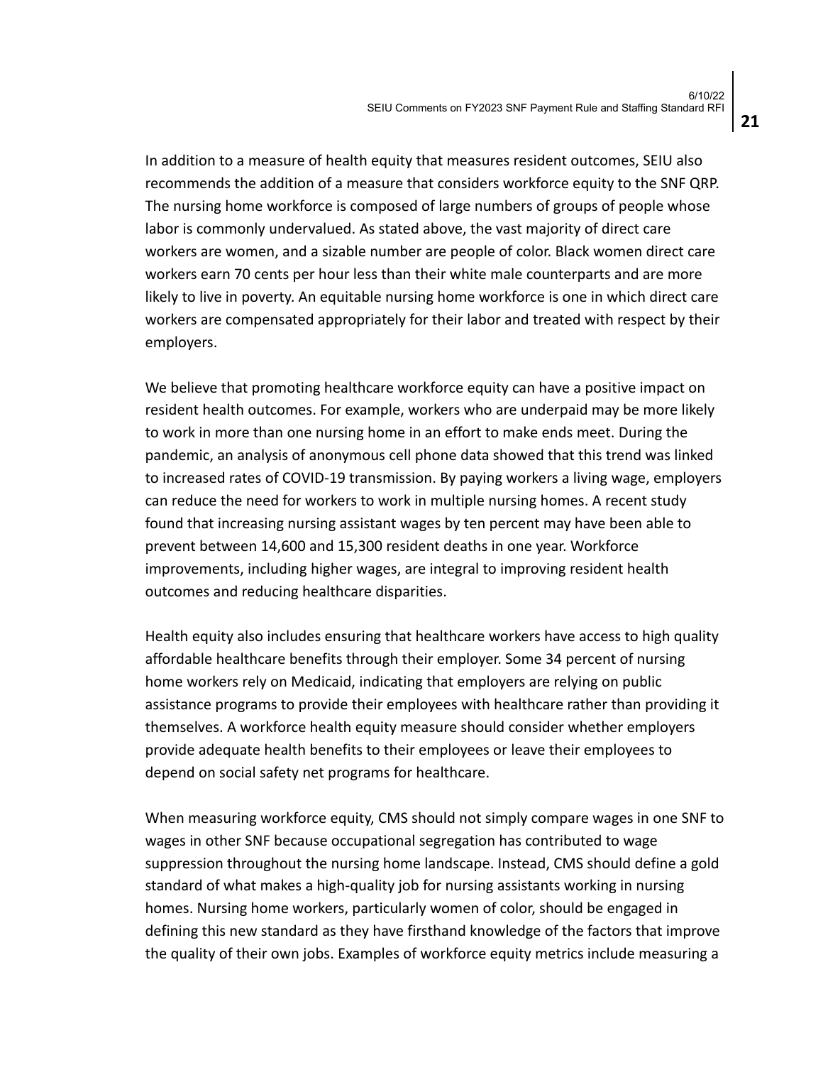In addition to a measure of health equity that measures resident outcomes, SEIU also recommends the addition of a measure that considers workforce equity to the SNF QRP. The nursing home workforce is composed of large numbers of groups of people whose labor is commonly undervalued. As stated above, the vast majority of direct care workers are women, and a sizable number are people of color. Black women direct care workers earn 70 cents per hour less than their white male counterparts and are more likely to live in poverty. An equitable nursing home workforce is one in which direct care workers are compensated appropriately for their labor and treated with respect by their employers.

We believe that promoting healthcare workforce equity can have a positive impact on resident health outcomes. For example, workers who are underpaid may be more likely to work in more than one nursing home in an effort to make ends meet. During the pandemic, an analysis of anonymous cell phone data showed that this trend was linked to increased rates of COVID-19 transmission. By paying workers a living wage, employers can reduce the need for workers to work in multiple nursing homes. A recent study found that increasing nursing assistant wages by ten percent may have been able to prevent between 14,600 and 15,300 resident deaths in one year. Workforce improvements, including higher wages, are integral to improving resident health outcomes and reducing healthcare disparities.

Health equity also includes ensuring that healthcare workers have access to high quality affordable healthcare benefits through their employer. Some 34 percent of nursing home workers rely on Medicaid, indicating that employers are relying on public assistance programs to provide their employees with healthcare rather than providing it themselves. A workforce health equity measure should consider whether employers provide adequate health benefits to their employees or leave their employees to depend on social safety net programs for healthcare.

When measuring workforce equity, CMS should not simply compare wages in one SNF to wages in other SNF because occupational segregation has contributed to wage suppression throughout the nursing home landscape. Instead, CMS should define a gold standard of what makes a high-quality job for nursing assistants working in nursing homes. Nursing home workers, particularly women of color, should be engaged in defining this new standard as they have firsthand knowledge of the factors that improve the quality of their own jobs. Examples of workforce equity metrics include measuring a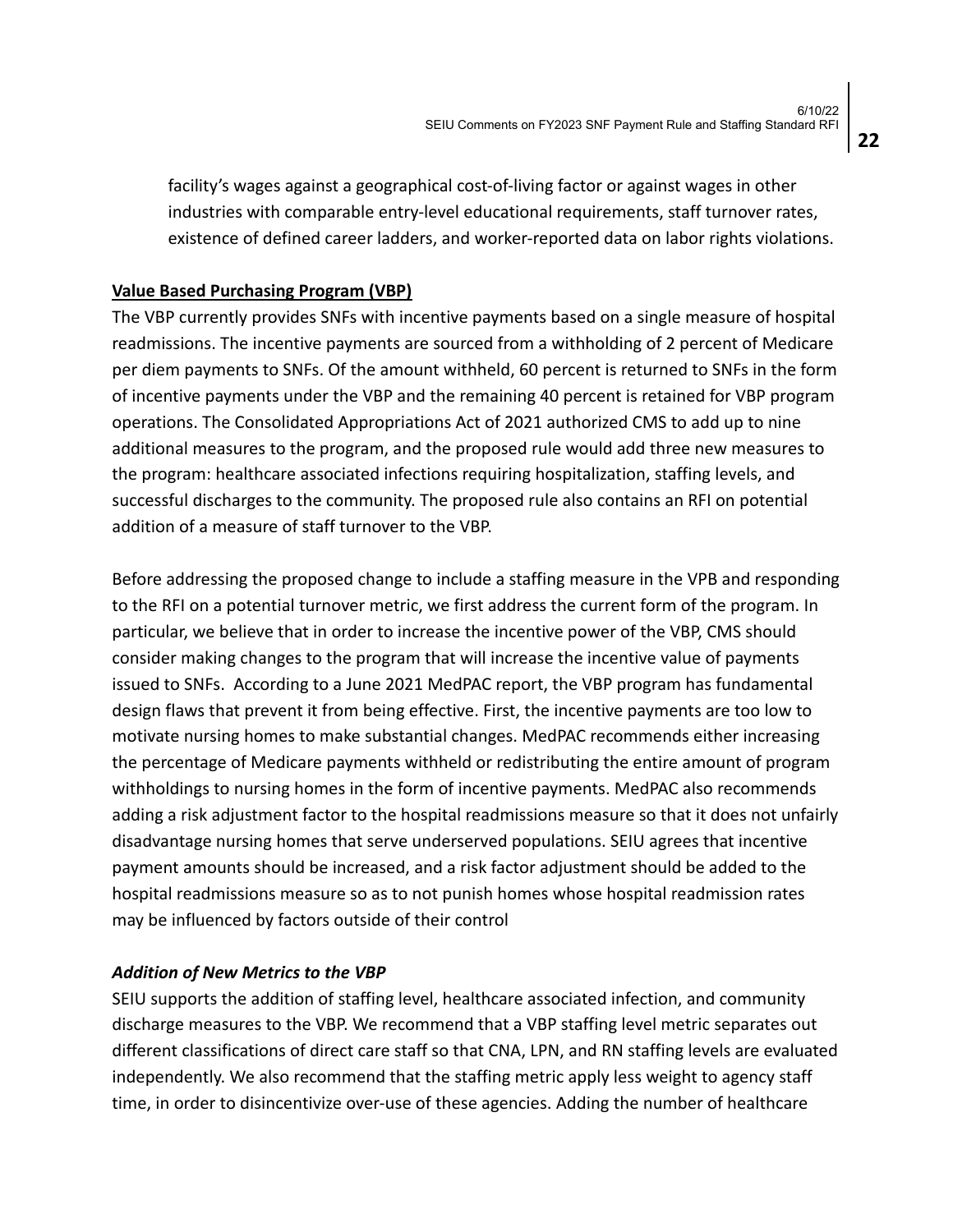facility's wages against a geographical cost-of-living factor or against wages in other industries with comparable entry-level educational requirements, staff turnover rates, existence of defined career ladders, and worker-reported data on labor rights violations.

**Value Based Purchasing Program (VBP)**

The VBP currently provides SNFs with incentive payments based on a single measure of hospital readmissions. The incentive payments are sourced from a withholding of 2 percent of Medicare per diem payments to SNFs. Of the amount withheld, 60 percent is returned to SNFs in the form of incentive payments under the VBP and the remaining 40 percent is retained for VBP program operations. The Consolidated Appropriations Act of 2021 authorized CMS to add up to nine additional measures to the program, and the proposed rule would add three new measures to the program: healthcare associated infections requiring hospitalization, staffing levels, and successful discharges to the community. The proposed rule also contains an RFI on potential addition of a measure of staff turnover to the VBP.

Before addressing the proposed change to include a staffing measure in the VPB and responding to the RFI on a potential turnover metric, we first address the current form of the program. In particular, we believe that in order to increase the incentive power of the VBP, CMS should consider making changes to the program that will increase the incentive value of payments issued to SNFs. According to a June 2021 MedPAC report, the VBP program has fundamental design flaws that prevent it from being effective. First, the incentive payments are too low to motivate nursing homes to make substantial changes. MedPAC recommends either increasing the percentage of Medicare payments withheld or redistributing the entire amount of program withholdings to nursing homes in the form of incentive payments. MedPAC also recommends adding a risk adjustment factor to the hospital readmissions measure so that it does not unfairly disadvantage nursing homes that serve underserved populations. SEIU agrees that incentive payment amounts should be increased, and a risk factor adjustment should be added to the hospital readmissions measure so as to not punish homes whose hospital readmission rates may be influenced by factors outside of their control

***Addition of New Metrics to the VBP***

SEIU supports the addition of staffing level, healthcare associated infection, and community discharge measures to the VBP. We recommend that a VBP staffing level metric separates out different classifications of direct care staff so that CNA, LPN, and RN staffing levels are evaluated independently. We also recommend that the staffing metric apply less weight to agency staff time, in order to disincentivize over-use of these agencies. Adding the number of healthcare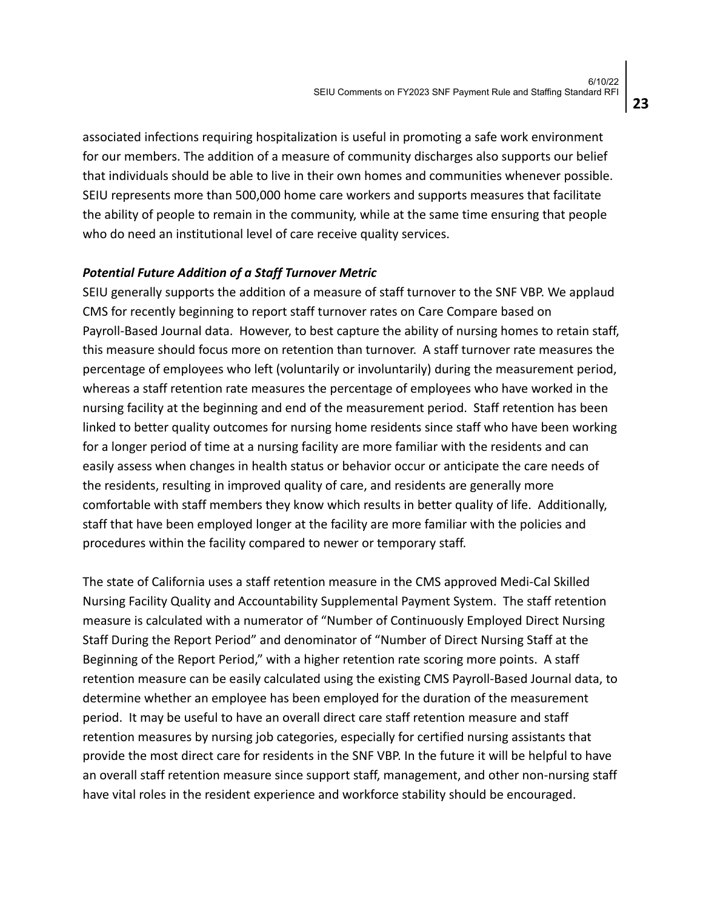associated infections requiring hospitalization is useful in promoting a safe work environment for our members. The addition of a measure of community discharges also supports our belief that individuals should be able to live in their own homes and communities whenever possible. SEIU represents more than 500,000 home care workers and supports measures that facilitate the ability of people to remain in the community, while at the same time ensuring that people who do need an institutional level of care receive quality services.

***Potential Future Addition of a Staff Turnover Metric***

SEIU generally supports the addition of a measure of staff turnover to the SNF VBP. We applaud CMS for recently beginning to report staff turnover rates on Care Compare based on Payroll-Based Journal data. However, to best capture the ability of nursing homes to retain staff, this measure should focus more on retention than turnover. A staff turnover rate measures the percentage of employees who left (voluntarily or involuntarily) during the measurement period, whereas a staff retention rate measures the percentage of employees who have worked in the nursing facility at the beginning and end of the measurement period. Staff retention has been linked to better quality outcomes for nursing home residents since staff who have been working for a longer period of time at a nursing facility are more familiar with the residents and can easily assess when changes in health status or behavior occur or anticipate the care needs of the residents, resulting in improved quality of care, and residents are generally more comfortable with staff members they know which results in better quality of life. Additionally, staff that have been employed longer at the facility are more familiar with the policies and procedures within the facility compared to newer or temporary staff.

The state of California uses a staff retention measure in the CMS approved Medi-Cal Skilled Nursing Facility Quality and Accountability Supplemental Payment System. The staff retention measure is calculated with a numerator of "Number of Continuously Employed Direct Nursing Staff During the Report Period" and denominator of "Number of Direct Nursing Staff at the Beginning of the Report Period," with a higher retention rate scoring more points. A staff retention measure can be easily calculated using the existing CMS Payroll-Based Journal data, to determine whether an employee has been employed for the duration of the measurement period. It may be useful to have an overall direct care staff retention measure and staff retention measures by nursing job categories, especially for certified nursing assistants that provide the most direct care for residents in the SNF VBP. In the future it will be helpful to have an overall staff retention measure since support staff, management, and other non-nursing staff have vital roles in the resident experience and workforce stability should be encouraged.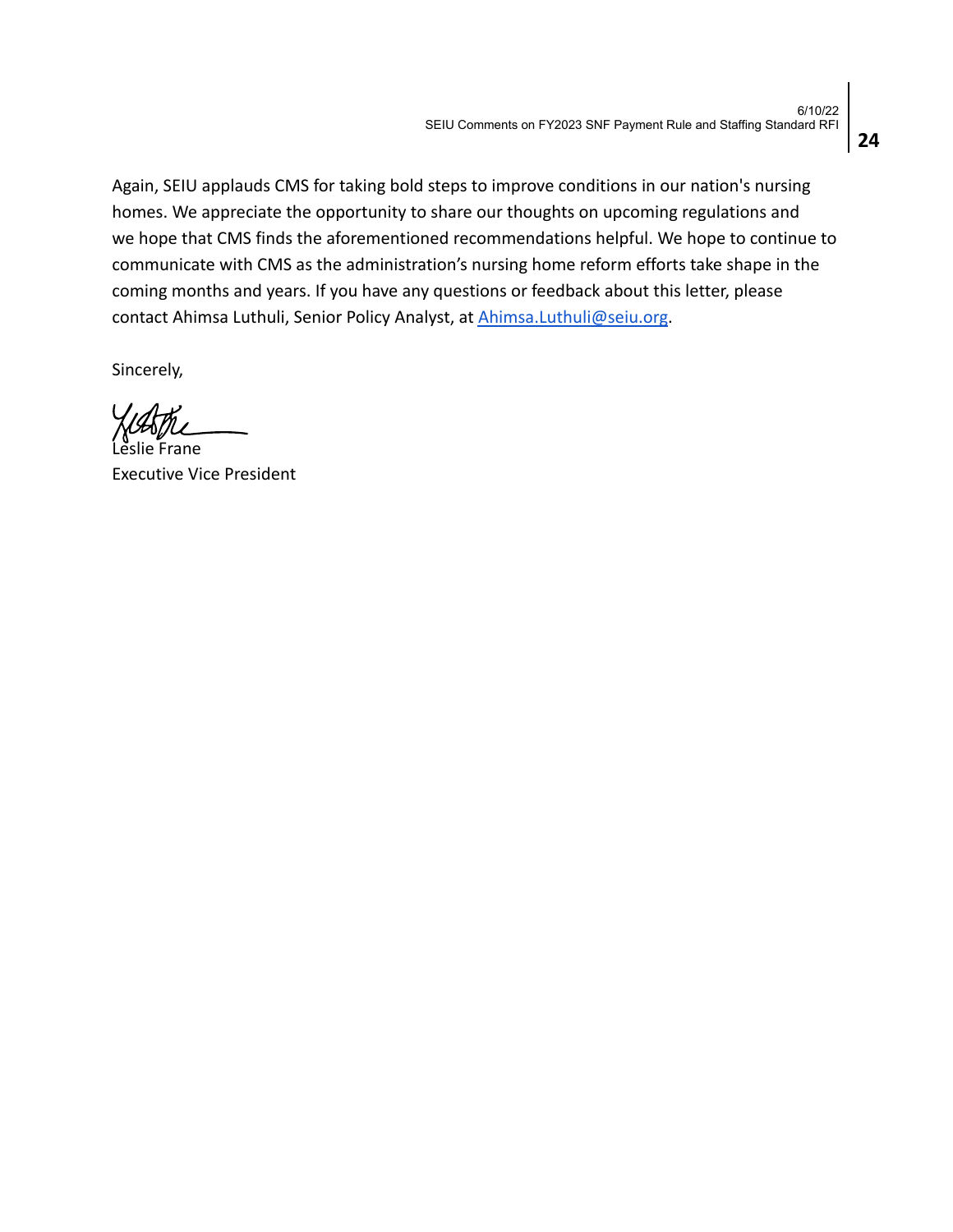Again, SEIU applauds CMS for taking bold steps to improve conditions in our nation's nursing homes. We appreciate the opportunity to share our thoughts on upcoming regulations and we hope that CMS finds the aforementioned recommendations helpful. We hope to continue to communicate with CMS as the administration's nursing home reform efforts take shape in the coming months and years. If you have any questions or feedback about this letter, please contact Ahimsa Luthuli, Senior Policy Analyst, at Ahimsa.Luthuli@seiu.org.

Sincerely,

Leslie Frane
Executive Vice President